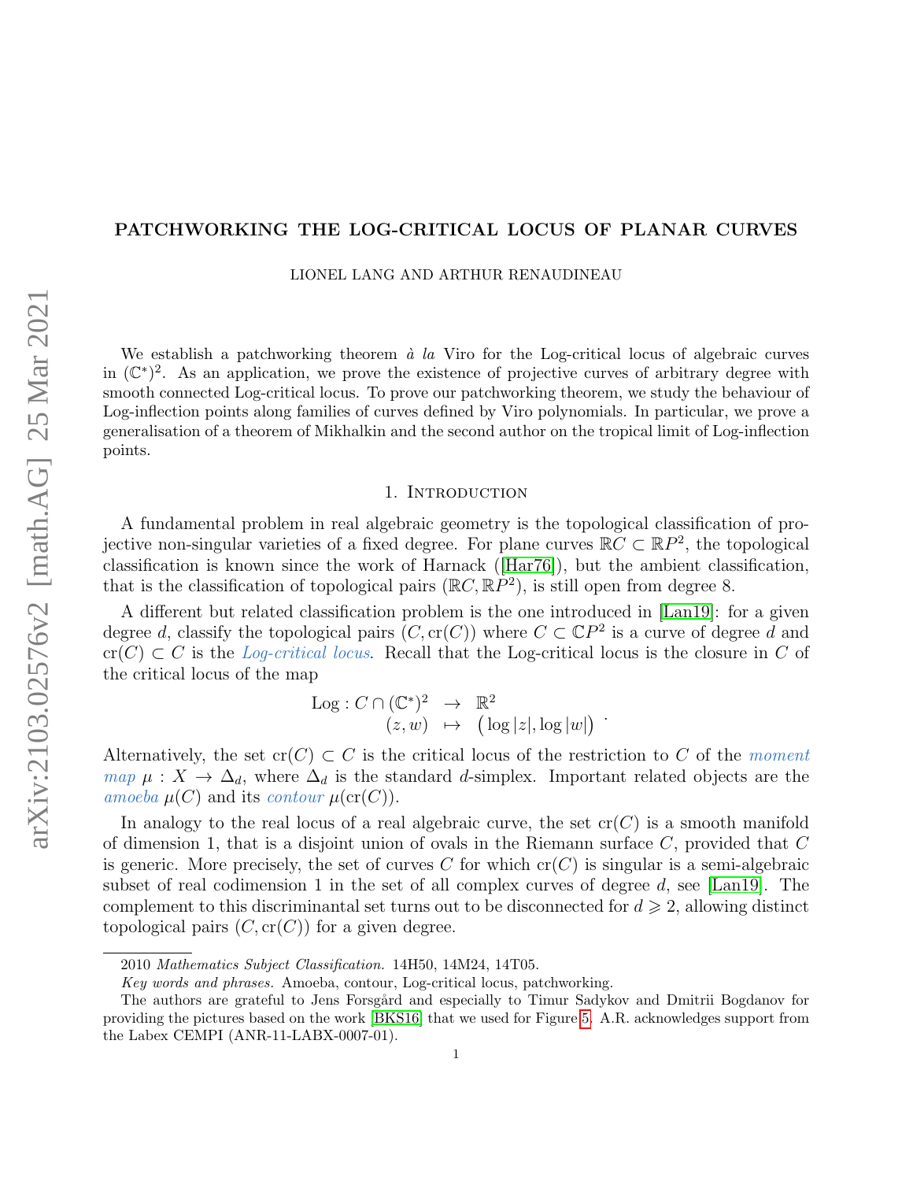# PATCHWORKING THE LOG-CRITICAL LOCUS OF PLANAR CURVES

LIONEL LANG AND ARTHUR RENAUDINEAU

We establish a patchworking theorem *à la* Viro for the Log-critical locus of algebraic curves in $(\mathbb{C}^*)^2$. As an application, we prove the existence of projective curves of arbitrary degree with smooth connected Log-critical locus. To prove our patchworking theorem, we study the behaviour of Log-inflection points along families of curves defined by Viro polynomials. In particular, we prove a generalisation of a theorem of Mikhalkin and the second author on the tropical limit of Log-inflection points.

## 1. Introduction

A fundamental problem in real algebraic geometry is the topological classification of projective non-singular varieties of a fixed degree. For plane curves $\mathbb{R}C \subset \mathbb{R}P^2$, the topological classification is known since the work of Harnack ([Har76]), but the ambient classification, that is the classification of topological pairs $(\mathbb{R}C, \mathbb{R}P^2)$, is still open from degree 8.

A different but related classification problem is the one introduced in [Lan19]: for a given degree $d$, classify the topological pairs $(C, \mathrm{cr}(C))$ where $C \subset \mathbb{C}P^2$ is a curve of degree $d$ and $\mathrm{cr}(C) \subset C$ is the *Log-critical locus*. Recall that the Log-critical locus is the closure in $C$ of the critical locus of the map

$$
\begin{array}{rcl}
\mathrm{Log} : C \cap (\mathbb{C}^*)^2 & \to & \mathbb{R}^2 \\
(z, w) & \mapsto & \big(\log|z|, \log|w|\big)
\end{array}.
$$

Alternatively, the set $\mathrm{cr}(C) \subset C$ is the critical locus of the restriction to $C$ of the *moment map* $\mu : X \to \Delta_d$, where $\Delta_d$ is the standard $d$-simplex. Important related objects are the *amoeba* $\mu(C)$ and its *contour* $\mu(\mathrm{cr}(C))$.

In analogy to the real locus of a real algebraic curve, the set $\mathrm{cr}(C)$ is a smooth manifold of dimension 1, that is a disjoint union of ovals in the Riemann surface $C$, provided that $C$ is generic. More precisely, the set of curves $C$ for which $\mathrm{cr}(C)$ is singular is a semi-algebraic subset of real codimension 1 in the set of all complex curves of degree $d$, see [Lan19]. The complement to this discriminantal set turns out to be disconnected for $d \geqslant 2$, allowing distinct topological pairs $(C, \mathrm{cr}(C))$ for a given degree.

---

2010 *Mathematics Subject Classification.* 14H50, 14M24, 14T05.

*Key words and phrases.* Amoeba, contour, Log-critical locus, patchworking.

The authors are grateful to Jens Forsgård and especially to Timur Sadykov and Dmitrii Bogdanov for providing the pictures based on the work [BKS16] that we used for Figure 5. A.R. acknowledges support from the Labex CEMPI (ANR-11-LABX-0007-01).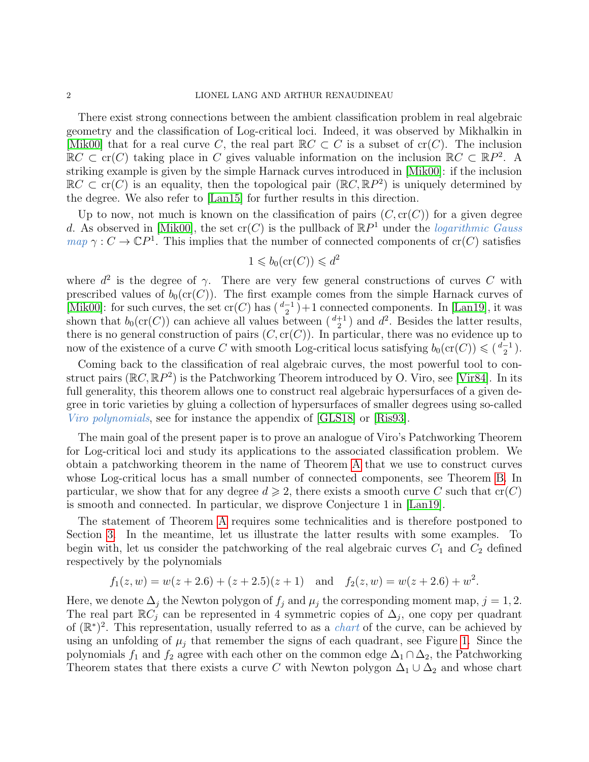There exist strong connections between the ambient classification problem in real algebraic geometry and the classification of Log-critical loci. Indeed, it was observed by Mikhalkin in [Mik00] that for a real curve $C$, the real part $\mathbb{R}C \subset C$ is a subset of $\mathrm{cr}(C)$. The inclusion $\mathbb{R}C \subset \mathrm{cr}(C)$ taking place in $C$ gives valuable information on the inclusion $\mathbb{R}C \subset \mathbb{R}P^2$. A striking example is given by the simple Harnack curves introduced in [Mik00]: if the inclusion $\mathbb{R}C \subset \mathrm{cr}(C)$ is an equality, then the topological pair $(\mathbb{R}C, \mathbb{R}P^2)$ is uniquely determined by the degree. We also refer to [Lan15] for further results in this direction.

Up to now, not much is known on the classification of pairs $(C, \mathrm{cr}(C))$ for a given degree $d$. As observed in [Mik00], the set $\mathrm{cr}(C)$ is the pullback of $\mathbb{R}P^1$ under the *logarithmic Gauss map* $\gamma : C \to \mathbb{C}P^1$. This implies that the number of connected components of $\mathrm{cr}(C)$ satisfies

$$1 \leqslant b_0(\mathrm{cr}(C)) \leqslant d^2$$

where $d^2$ is the degree of $\gamma$. There are very few general constructions of curves $C$ with prescribed values of $b_0(\mathrm{cr}(C))$. The first example comes from the simple Harnack curves of [Mik00]: for such curves, the set $\mathrm{cr}(C)$ has $\binom{d-1}{2}+1$ connected components. In [Lan19], it was shown that $b_0(\mathrm{cr}(C))$ can achieve all values between $\binom{d+1}{2}$ and $d^2$. Besides the latter results, there is no general construction of pairs $(C, \mathrm{cr}(C))$. In particular, there was no evidence up to now of the existence of a curve $C$ with smooth Log-critical locus satisfying $b_0(\mathrm{cr}(C)) \leqslant \binom{d-1}{2}$.

Coming back to the classification of real algebraic curves, the most powerful tool to construct pairs $(\mathbb{R}C, \mathbb{R}P^2)$ is the Patchworking Theorem introduced by O. Viro, see [Vir84]. In its full generality, this theorem allows one to construct real algebraic hypersurfaces of a given degree in toric varieties by gluing a collection of hypersurfaces of smaller degrees using so-called *Viro polynomials*, see for instance the appendix of [GLS18] or [Ris93].

The main goal of the present paper is to prove an analogue of Viro's Patchworking Theorem for Log-critical loci and study its applications to the associated classification problem. We obtain a patchworking theorem in the name of Theorem A that we use to construct curves whose Log-critical locus has a small number of connected components, see Theorem B. In particular, we show that for any degree $d \geqslant 2$, there exists a smooth curve $C$ such that $\mathrm{cr}(C)$ is smooth and connected. In particular, we disprove Conjecture 1 in [Lan19].

The statement of Theorem A requires some technicalities and is therefore postponed to Section 3. In the meantime, let us illustrate the latter results with some examples. To begin with, let us consider the patchworking of the real algebraic curves $C_1$ and $C_2$ defined respectively by the polynomials

$$f_1(z, w) = w(z + 2.6) + (z + 2.5)(z + 1) \quad \text{and} \quad f_2(z, w) = w(z + 2.6) + w^2.$$

Here, we denote $\Delta_j$ the Newton polygon of $f_j$ and $\mu_j$ the corresponding moment map, $j = 1, 2$. The real part $\mathbb{R}C_j$ can be represented in 4 symmetric copies of $\Delta_j$, one copy per quadrant of $(\mathbb{R}^*)^2$. This representation, usually referred to as a *chart* of the curve, can be achieved by using an unfolding of $\mu_j$ that remember the signs of each quadrant, see Figure 1. Since the polynomials $f_1$ and $f_2$ agree with each other on the common edge $\Delta_1 \cap \Delta_2$, the Patchworking Theorem states that there exists a curve $C$ with Newton polygon $\Delta_1 \cup \Delta_2$ and whose chart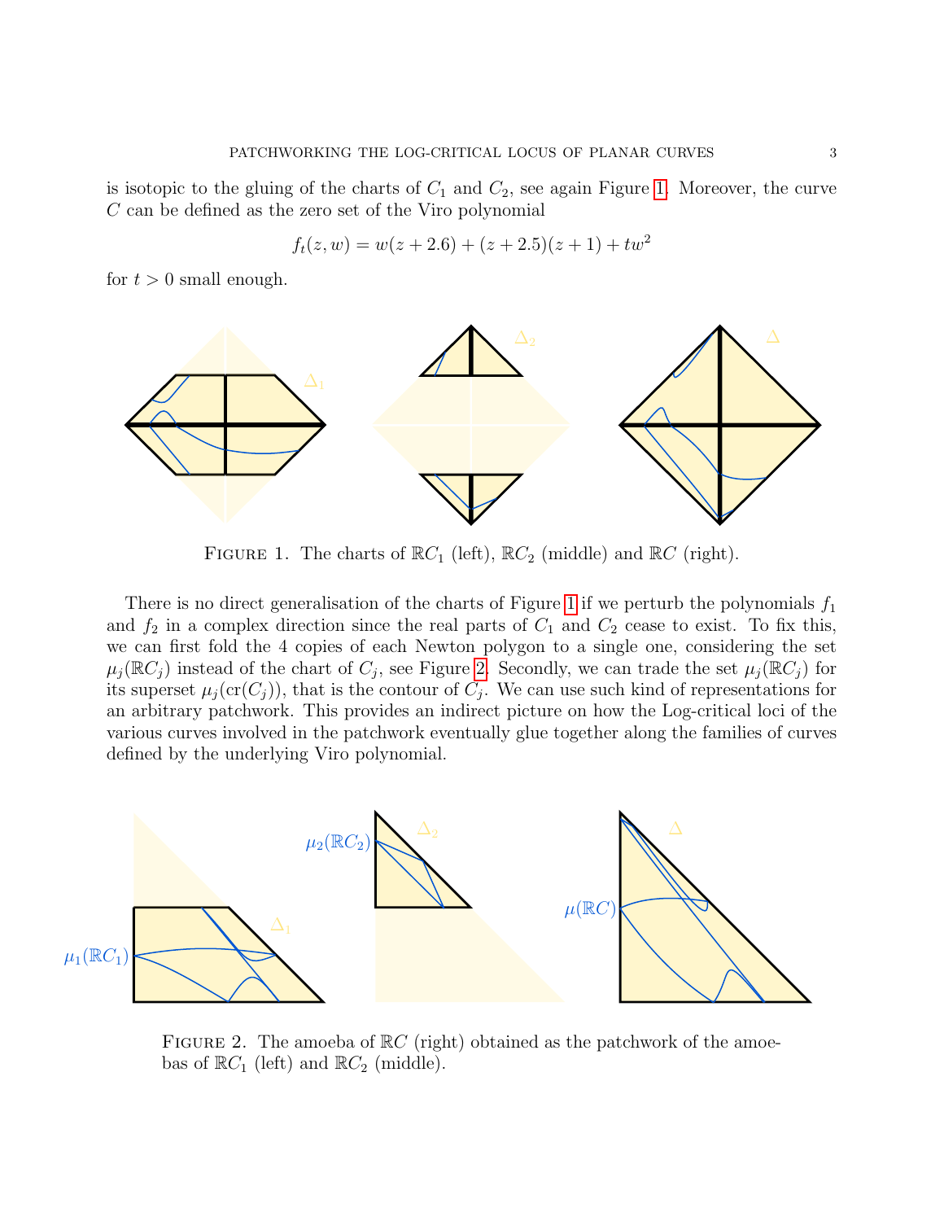is isotopic to the gluing of the charts of $C_1$ and $C_2$, see again Figure 1. Moreover, the curve $C$ can be defined as the zero set of the Viro polynomial

$$f_t(z, w) = w(z + 2.6) + (z + 2.5)(z + 1) + tw^2$$

for $t > 0$ small enough.

Figure 1. The charts of $\mathbb{R}C_1$ (left), $\mathbb{R}C_2$ (middle) and $\mathbb{R}C$ (right).

There is no direct generalisation of the charts of Figure 1 if we perturb the polynomials $f_1$ and $f_2$ in a complex direction since the real parts of $C_1$ and $C_2$ cease to exist. To fix this, we can first fold the 4 copies of each Newton polygon to a single one, considering the set $\mu_j(\mathbb{R}C_j)$ instead of the chart of $C_j$, see Figure 2. Secondly, we can trade the set $\mu_j(\mathbb{R}C_j)$ for its superset $\mu_j(\mathrm{cr}(C_j))$, that is the contour of $C_j$. We can use such kind of representations for an arbitrary patchwork. This provides an indirect picture on how the Log-critical loci of the various curves involved in the patchwork eventually glue together along the families of curves defined by the underlying Viro polynomial.

Figure 2. The amoeba of $\mathbb{R}C$ (right) obtained as the patchwork of the amoebas of $\mathbb{R}C_1$ (left) and $\mathbb{R}C_2$ (middle).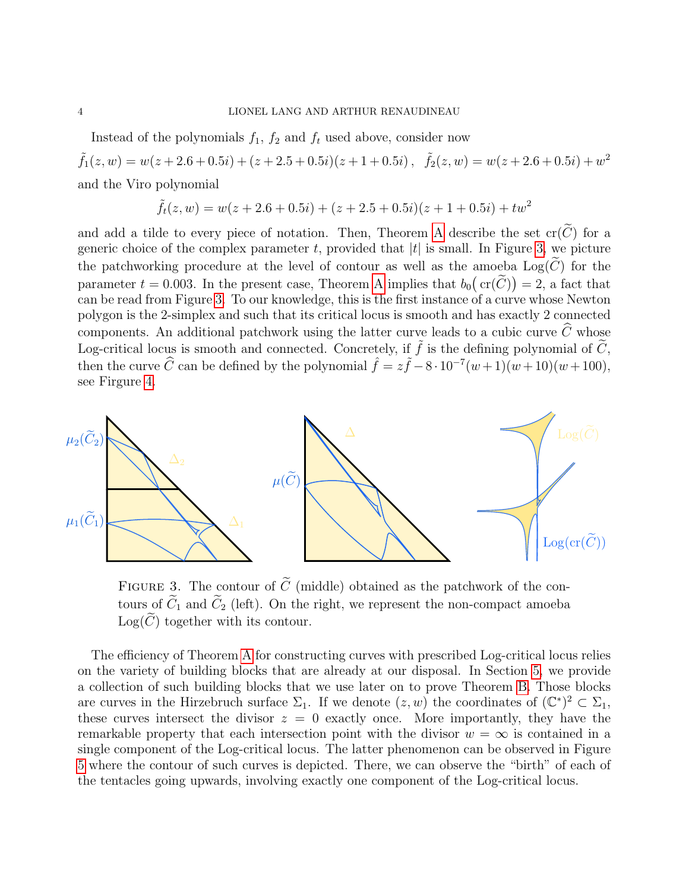Instead of the polynomials $f_1$, $f_2$ and $f_t$ used above, consider now

$$\tilde{f}_1(z,w) = w(z+2.6+0.5i) + (z+2.5+0.5i)(z+1+0.5i)\,, \quad \tilde{f}_2(z,w) = w(z+2.6+0.5i) + w^2$$

and the Viro polynomial

$$\tilde{f}_t(z,w) = w(z+2.6+0.5i) + (z+2.5+0.5i)(z+1+0.5i) + tw^2$$

and add a tilde to every piece of notation. Then, Theorem A describe the set $\operatorname{cr}(\widetilde{C})$ for a generic choice of the complex parameter $t$, provided that $|t|$ is small. In Figure 3, we picture the patchworking procedure at the level of contour as well as the amoeba $\operatorname{Log}(\widetilde{C})$ for the parameter $t = 0.003$. In the present case, Theorem A implies that $b_0\big(\operatorname{cr}(\widetilde{C})\big) = 2$, a fact that can be read from Figure 3. To our knowledge, this is the first instance of a curve whose Newton polygon is the 2-simplex and such that its critical locus is smooth and has exactly 2 connected components. An additional patchwork using the latter curve leads to a cubic curve $\widehat{C}$ whose Log-critical locus is smooth and connected. Concretely, if $\tilde{f}$ is the defining polynomial of $\widetilde{C}$, then the curve $\widehat{C}$ can be defined by the polynomial $\hat{f} = z\tilde{f} - 8\cdot 10^{-7}(w+1)(w+10)(w+100)$, see Firgure 4.

FIGURE 3. The contour of $\widetilde{C}$ (middle) obtained as the patchwork of the contours of $\widetilde{C}_1$ and $\widetilde{C}_2$ (left). On the right, we represent the non-compact amoeba $\operatorname{Log}(\widetilde{C})$ together with its contour.

The efficiency of Theorem A for constructing curves with prescribed Log-critical locus relies on the variety of building blocks that are already at our disposal. In Section 5, we provide a collection of such building blocks that we use later on to prove Theorem B. Those blocks are curves in the Hirzebruch surface $\Sigma_1$. If we denote $(z,w)$ the coordinates of $(\mathbb{C}^*)^2 \subset \Sigma_1$, these curves intersect the divisor $z = 0$ exactly once. More importantly, they have the remarkable property that each intersection point with the divisor $w = \infty$ is contained in a single component of the Log-critical locus. The latter phenomenon can be observed in Figure 5 where the contour of such curves is depicted. There, we can observe the "birth" of each of the tentacles going upwards, involving exactly one component of the Log-critical locus.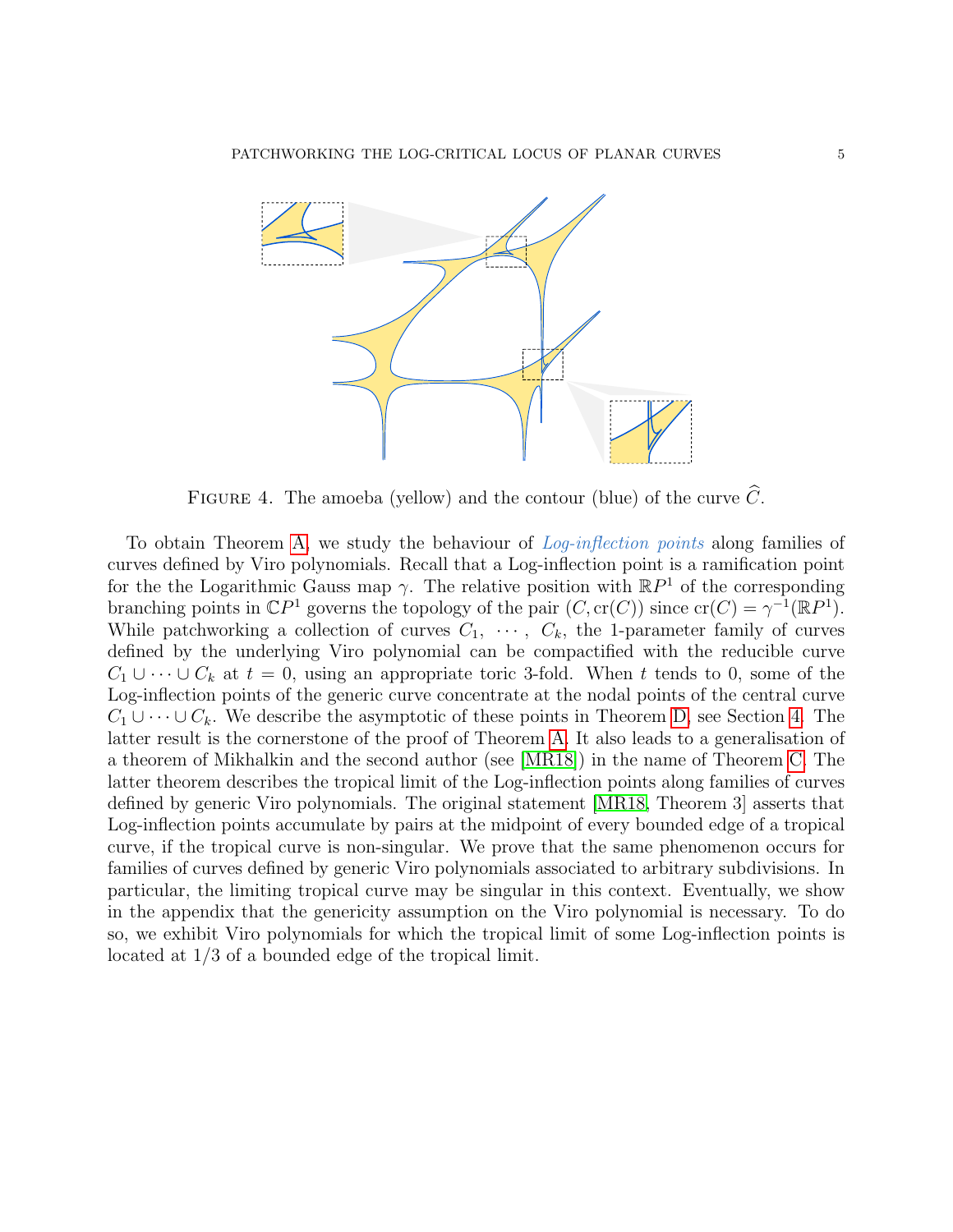FIGURE 4. The amoeba (yellow) and the contour (blue) of the curve $\widehat{C}$.

To obtain Theorem A, we study the behaviour of *Log-inflection points* along families of curves defined by Viro polynomials. Recall that a Log-inflection point is a ramification point for the the Logarithmic Gauss map $\gamma$. The relative position with $\mathbb{R}P^1$ of the corresponding branching points in $\mathbb{C}P^1$ governs the topology of the pair $(C, \mathrm{cr}(C))$ since $\mathrm{cr}(C) = \gamma^{-1}(\mathbb{R}P^1)$. While patchworking a collection of curves $C_1, \cdots, C_k$, the 1-parameter family of curves defined by the underlying Viro polynomial can be compactified with the reducible curve $C_1 \cup \cdots \cup C_k$ at $t = 0$, using an appropriate toric 3-fold. When $t$ tends to 0, some of the Log-inflection points of the generic curve concentrate at the nodal points of the central curve $C_1 \cup \cdots \cup C_k$. We describe the asymptotic of these points in Theorem D, see Section 4. The latter result is the cornerstone of the proof of Theorem A. It also leads to a generalisation of a theorem of Mikhalkin and the second author (see [MR18]) in the name of Theorem C. The latter theorem describes the tropical limit of the Log-inflection points along families of curves defined by generic Viro polynomials. The original statement [MR18, Theorem 3] asserts that Log-inflection points accumulate by pairs at the midpoint of every bounded edge of a tropical curve, if the tropical curve is non-singular. We prove that the same phenomenon occurs for families of curves defined by generic Viro polynomials associated to arbitrary subdivisions. In particular, the limiting tropical curve may be singular in this context. Eventually, we show in the appendix that the genericity assumption on the Viro polynomial is necessary. To do so, we exhibit Viro polynomials for which the tropical limit of some Log-inflection points is located at 1/3 of a bounded edge of the tropical limit.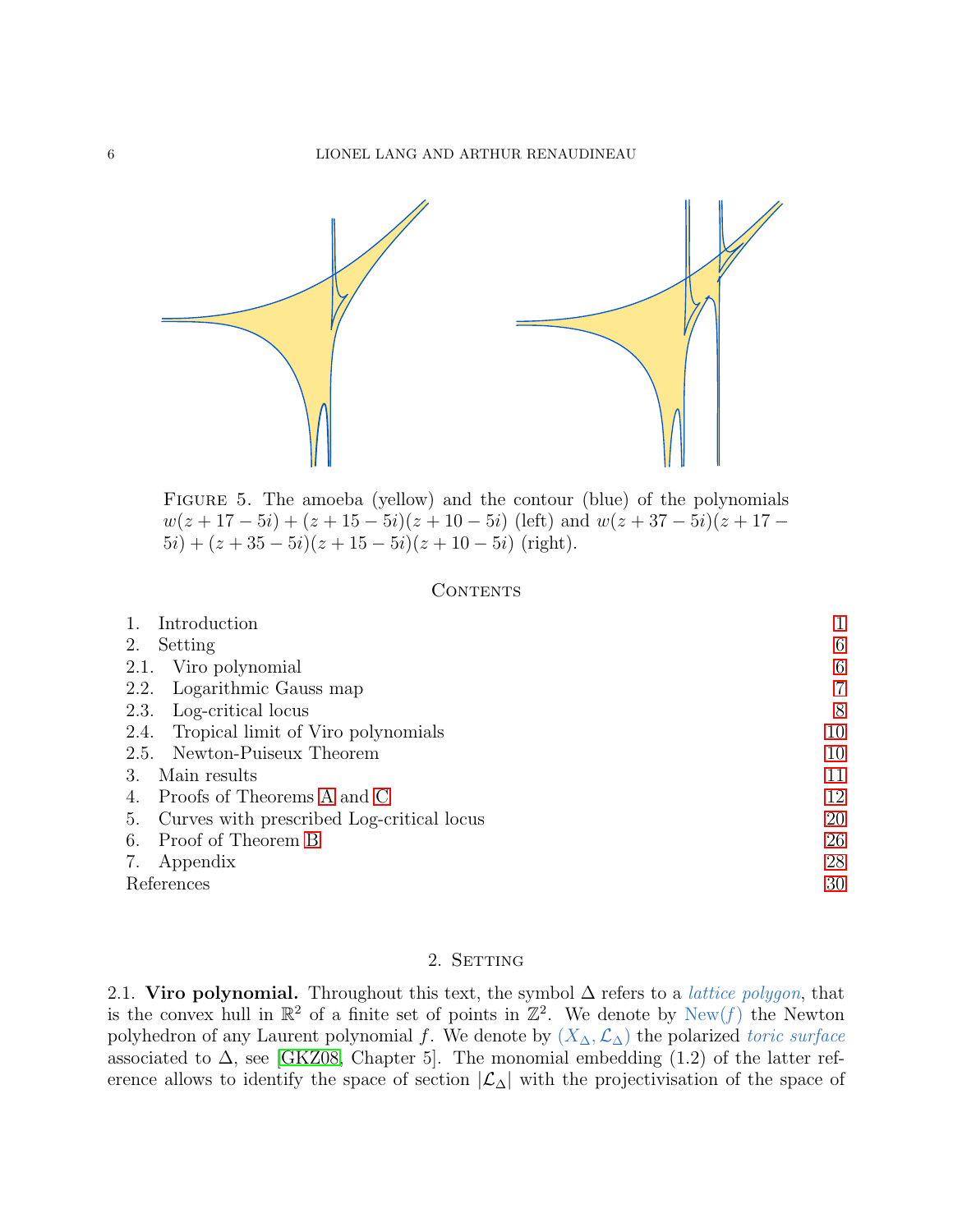Figure 5. The amoeba (yellow) and the contour (blue) of the polynomials $w(z+17-5i)+(z+15-5i)(z+10-5i)$ (left) and $w(z+37-5i)(z+17-5i)+(z+35-5i)(z+15-5i)(z+10-5i)$ (right).

## Contents

1. Introduction — 1
2. Setting — 6
   - 2.1. Viro polynomial — 6
   - 2.2. Logarithmic Gauss map — 7
   - 2.3. Log-critical locus — 8
   - 2.4. Tropical limit of Viro polynomials — 10
   - 2.5. Newton-Puiseux Theorem — 10
3. Main results — 11
4. Proofs of Theorems A and C — 12
5. Curves with prescribed Log-critical locus — 20
6. Proof of Theorem B — 26
7. Appendix — 28

References — 30

## 2. Setting

2.1. **Viro polynomial.** Throughout this text, the symbol $\Delta$ refers to a *lattice polygon*, that is the convex hull in $\mathbb{R}^2$ of a finite set of points in $\mathbb{Z}^2$. We denote by $\text{New}(f)$ the Newton polyhedron of any Laurent polynomial $f$. We denote by $(X_\Delta, \mathcal{L}_\Delta)$ the polarized *toric surface* associated to $\Delta$, see [GKZ08, Chapter 5]. The monomial embedding (1.2) of the latter reference allows to identify the space of section $|\mathcal{L}_\Delta|$ with the projectivisation of the space of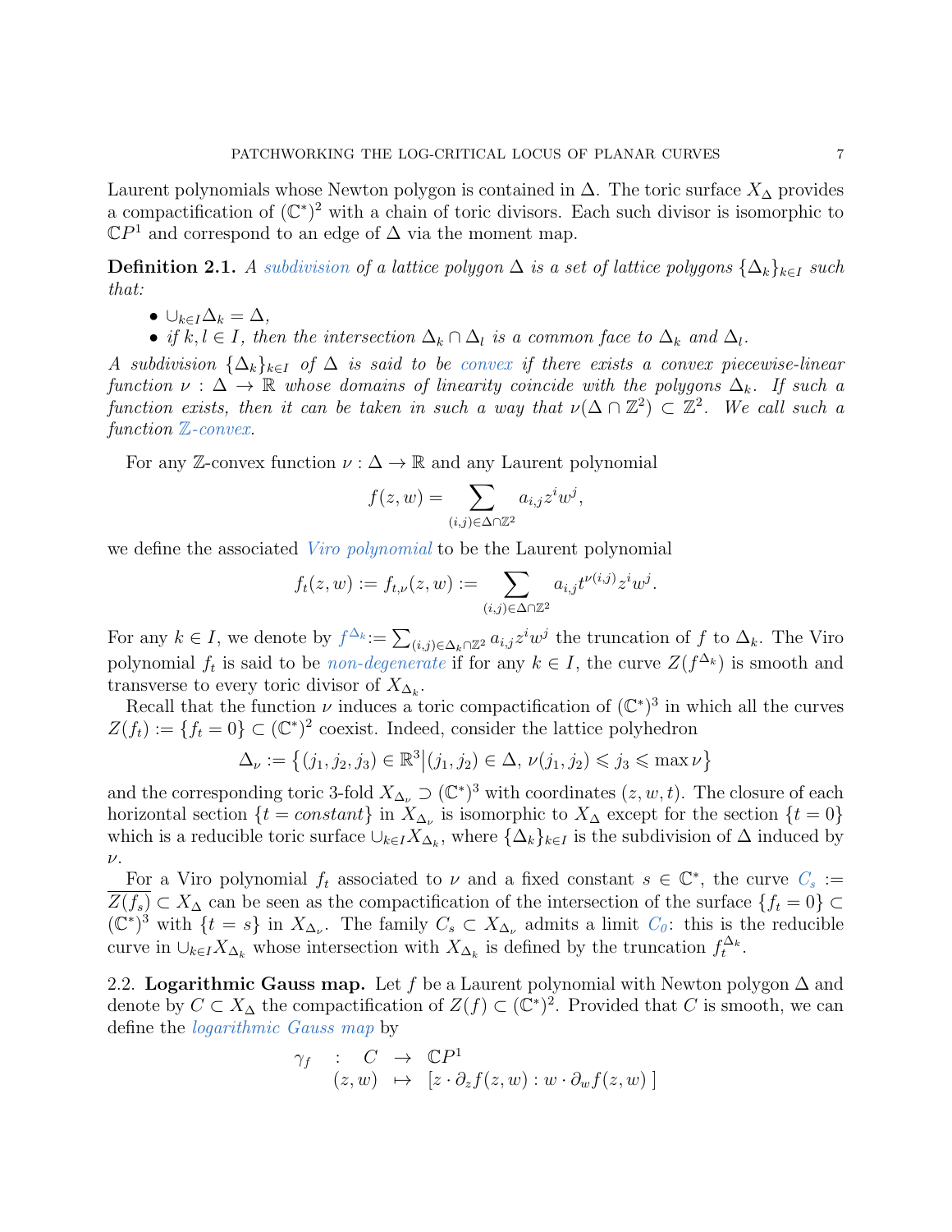Laurent polynomials whose Newton polygon is contained in $\Delta$. The toric surface $X_\Delta$ provides a compactification of $(\mathbb{C}^*)^2$ with a chain of toric divisors. Each such divisor is isomorphic to $\mathbb{C}P^1$ and correspond to an edge of $\Delta$ via the moment map.

**Definition 2.1.** *A subdivision of a lattice polygon $\Delta$ is a set of lattice polygons $\{\Delta_k\}_{k\in I}$ such that:*

- $\cup_{k\in I}\Delta_k = \Delta$,
- *if $k,l \in I$, then the intersection $\Delta_k \cap \Delta_l$ is a common face to $\Delta_k$ and $\Delta_l$.*

*A subdivision $\{\Delta_k\}_{k\in I}$ of $\Delta$ is said to be convex if there exists a convex piecewise-linear function $\nu : \Delta \to \mathbb{R}$ whose domains of linearity coincide with the polygons $\Delta_k$. If such a function exists, then it can be taken in such a way that $\nu(\Delta\cap\mathbb{Z}^2)\subset\mathbb{Z}^2$. We call such a function $\mathbb{Z}$-convex.*

For any $\mathbb{Z}$-convex function $\nu : \Delta \to \mathbb{R}$ and any Laurent polynomial

$$f(z,w) = \sum_{(i,j)\in\Delta\cap\mathbb{Z}^2} a_{i,j} z^i w^j,$$

we define the associated *Viro polynomial* to be the Laurent polynomial

$$f_t(z,w) := f_{t,\nu}(z,w) := \sum_{(i,j)\in\Delta\cap\mathbb{Z}^2} a_{i,j} t^{\nu(i,j)} z^i w^j.$$

For any $k \in I$, we denote by $f^{\Delta_k} := \sum_{(i,j)\in\Delta_k\cap\mathbb{Z}^2} a_{i,j} z^i w^j$ the truncation of $f$ to $\Delta_k$. The Viro polynomial $f_t$ is said to be *non-degenerate* if for any $k \in I$, the curve $Z(f^{\Delta_k})$ is smooth and transverse to every toric divisor of $X_{\Delta_k}$.

Recall that the function $\nu$ induces a toric compactification of $(\mathbb{C}^*)^3$ in which all the curves $Z(f_t) := \{f_t = 0\} \subset (\mathbb{C}^*)^2$ coexist. Indeed, consider the lattice polyhedron

$$\Delta_\nu := \left\{(j_1,j_2,j_3)\in\mathbb{R}^3 \middle| (j_1,j_2)\in\Delta,\ \nu(j_1,j_2)\leqslant j_3\leqslant \max\nu\right\}$$

and the corresponding toric 3-fold $X_{\Delta_\nu} \supset (\mathbb{C}^*)^3$ with coordinates $(z,w,t)$. The closure of each horizontal section $\{t = \mathit{constant}\}$ in $X_{\Delta_\nu}$ is isomorphic to $X_\Delta$ except for the section $\{t = 0\}$ which is a reducible toric surface $\cup_{k\in I}X_{\Delta_k}$, where $\{\Delta_k\}_{k\in I}$ is the subdivision of $\Delta$ induced by $\nu$.

For a Viro polynomial $f_t$ associated to $\nu$ and a fixed constant $s \in \mathbb{C}^*$, the curve $C_s := \overline{Z(f_s)} \subset X_\Delta$ can be seen as the compactification of the intersection of the surface $\{f_t = 0\} \subset (\mathbb{C}^*)^3$ with $\{t = s\}$ in $X_{\Delta_\nu}$. The family $C_s \subset X_{\Delta_\nu}$ admits a limit $C_0$: this is the reducible curve in $\cup_{k\in I}X_{\Delta_k}$ whose intersection with $X_{\Delta_k}$ is defined by the truncation $f_t^{\Delta_k}$.

## 2.2. Logarithmic Gauss map.

Let $f$ be a Laurent polynomial with Newton polygon $\Delta$ and denote by $C \subset X_\Delta$ the compactification of $Z(f) \subset (\mathbb{C}^*)^2$. Provided that $C$ is smooth, we can define the *logarithmic Gauss map* by

$$\begin{array}{rccl} \gamma_f & : & C & \to & \mathbb{C}P^1 \\ & & (z,w) & \mapsto & [\, z\cdot\partial_z f(z,w) : w\cdot\partial_w f(z,w)\,] \end{array}$$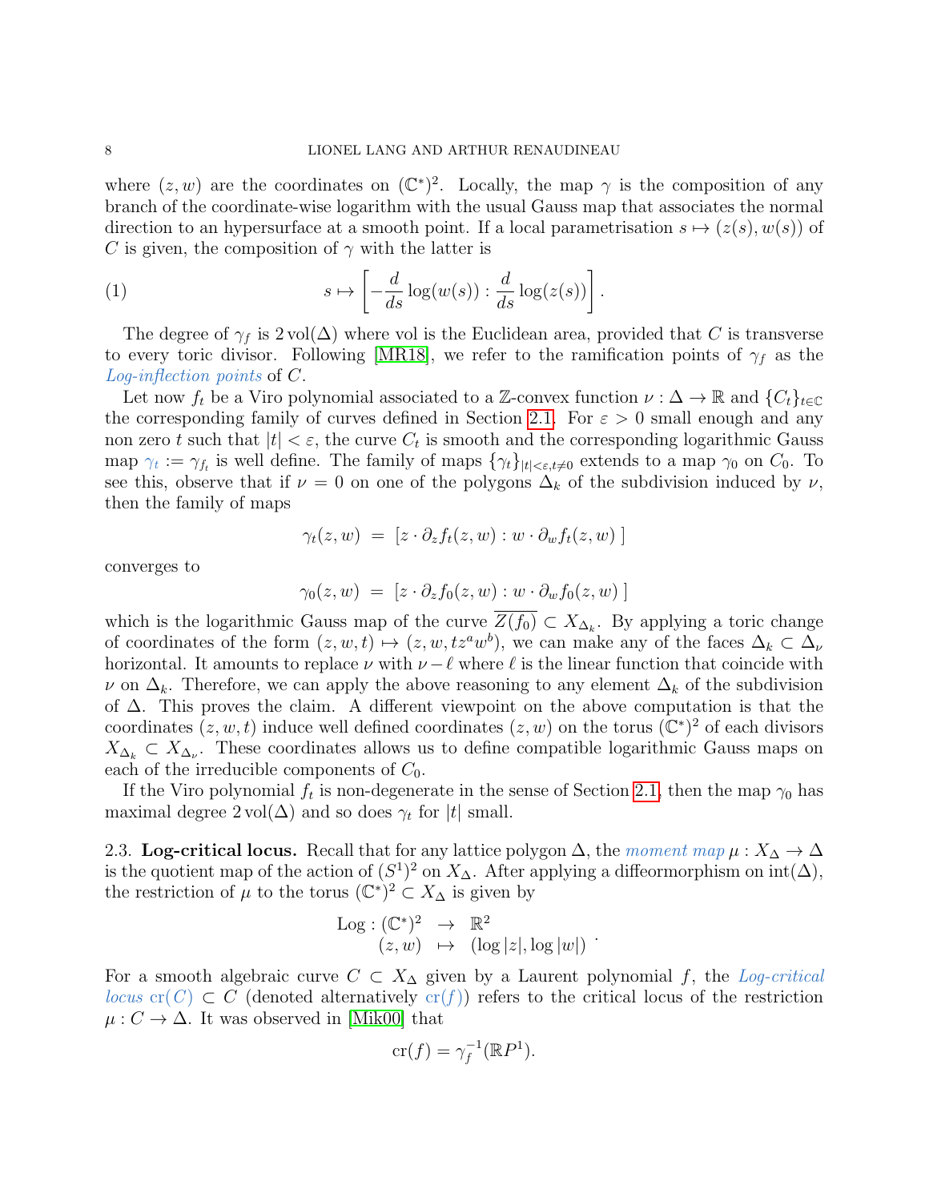where $(z, w)$ are the coordinates on $(\mathbb{C}^*)^2$. Locally, the map $\gamma$ is the composition of any branch of the coordinate-wise logarithm with the usual Gauss map that associates the normal direction to an hypersurface at a smooth point. If a local parametrisation $s \mapsto (z(s), w(s))$ of $C$ is given, the composition of $\gamma$ with the latter is

$$s \mapsto \left[ -\frac{d}{ds} \log(w(s)) : \frac{d}{ds} \log(z(s)) \right]. \tag{1}$$

The degree of $\gamma_f$ is $2\,\text{vol}(\Delta)$ where vol is the Euclidean area, provided that $C$ is transverse to every toric divisor. Following [MR18], we refer to the ramification points of $\gamma_f$ as the *Log-inflection points* of $C$.

Let now $f_t$ be a Viro polynomial associated to a $\mathbb{Z}$-convex function $\nu : \Delta \to \mathbb{R}$ and $\{C_t\}_{t\in\mathbb{C}}$ the corresponding family of curves defined in Section 2.1. For $\varepsilon > 0$ small enough and any non zero $t$ such that $|t| < \varepsilon$, the curve $C_t$ is smooth and the corresponding logarithmic Gauss map $\gamma_t := \gamma_{f_t}$ is well define. The family of maps $\{\gamma_t\}_{|t|<\varepsilon, t\neq 0}$ extends to a map $\gamma_0$ on $C_0$. To see this, observe that if $\nu = 0$ on one of the polygons $\Delta_k$ of the subdivision induced by $\nu$, then the family of maps

$$\gamma_t(z, w) \;=\; [\, z \cdot \partial_z f_t(z, w) : w \cdot \partial_w f_t(z, w)\, ]$$

converges to

$$\gamma_0(z, w) \;=\; [\, z \cdot \partial_z f_0(z, w) : w \cdot \partial_w f_0(z, w)\, ]$$

which is the logarithmic Gauss map of the curve $\overline{Z(f_0)} \subset X_{\Delta_k}$. By applying a toric change of coordinates of the form $(z, w, t) \mapsto (z, w, tz^a w^b)$, we can make any of the faces $\Delta_k \subset \Delta_\nu$ horizontal. It amounts to replace $\nu$ with $\nu - \ell$ where $\ell$ is the linear function that coincide with $\nu$ on $\Delta_k$. Therefore, we can apply the above reasoning to any element $\Delta_k$ of the subdivision of $\Delta$. This proves the claim. A different viewpoint on the above computation is that the coordinates $(z, w, t)$ induce well defined coordinates $(z, w)$ on the torus $(\mathbb{C}^*)^2$ of each divisors $X_{\Delta_k} \subset X_{\Delta_\nu}$. These coordinates allows us to define compatible logarithmic Gauss maps on each of the irreducible components of $C_0$.

If the Viro polynomial $f_t$ is non-degenerate in the sense of Section 2.1, then the map $\gamma_0$ has maximal degree $2\,\text{vol}(\Delta)$ and so does $\gamma_t$ for $|t|$ small.

**2.3. Log-critical locus.** Recall that for any lattice polygon $\Delta$, the *moment map* $\mu : X_\Delta \to \Delta$ is the quotient map of the action of $(S^1)^2$ on $X_\Delta$. After applying a diffeormorphism on $\text{int}(\Delta)$, the restriction of $\mu$ to the torus $(\mathbb{C}^*)^2 \subset X_\Delta$ is given by

$$\begin{array}{rccc} \text{Log} : & (\mathbb{C}^*)^2 & \to & \mathbb{R}^2 \\ & (z, w) & \mapsto & (\log|z|, \log|w|) \end{array}.$$

For a smooth algebraic curve $C \subset X_\Delta$ given by a Laurent polynomial $f$, the *Log-critical locus* $\text{cr}(C) \subset C$ (denoted alternatively $\text{cr}(f)$) refers to the critical locus of the restriction $\mu : C \to \Delta$. It was observed in [Mik00] that

$$\text{cr}(f) = \gamma_f^{-1}(\mathbb{R}P^1).$$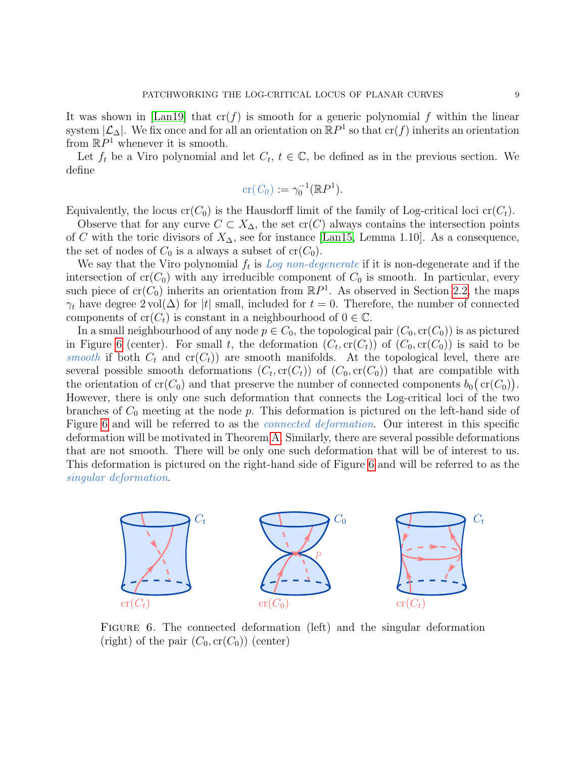It was shown in [Lan19] that $\operatorname{cr}(f)$ is smooth for a generic polynomial $f$ within the linear system $|\mathcal{L}_\Delta|$. We fix once and for all an orientation on $\mathbb{R}P^1$ so that $\operatorname{cr}(f)$ inherits an orientation from $\mathbb{R}P^1$ whenever it is smooth.

Let $f_t$ be a Viro polynomial and let $C_t$, $t \in \mathbb{C}$, be defined as in the previous section. We define

$$\operatorname{cr}(C_0) := \gamma_0^{-1}(\mathbb{R}P^1).$$

Equivalently, the locus $\operatorname{cr}(C_0)$ is the Hausdorff limit of the family of Log-critical loci $\operatorname{cr}(C_t)$.

Observe that for any curve $C \subset X_\Delta$, the set $\operatorname{cr}(C)$ always contains the intersection points of $C$ with the toric divisors of $X_\Delta$, see for instance [Lan15, Lemma 1.10]. As a consequence, the set of nodes of $C_0$ is a always a subset of $\operatorname{cr}(C_0)$.

We say that the Viro polynomial $f_t$ is *Log non-degenerate* if it is non-degenerate and if the intersection of $\operatorname{cr}(C_0)$ with any irreducible component of $C_0$ is smooth. In particular, every such piece of $\operatorname{cr}(C_0)$ inherits an orientation from $\mathbb{R}P^1$. As observed in Section 2.2, the maps $\gamma_t$ have degree $2\operatorname{vol}(\Delta)$ for $|t|$ small, included for $t = 0$. Therefore, the number of connected components of $\operatorname{cr}(C_t)$ is constant in a neighbourhood of $0 \in \mathbb{C}$.

In a small neighbourhood of any node $p \in C_0$, the topological pair $(C_0, \operatorname{cr}(C_0))$ is as pictured in Figure 6 (center). For small $t$, the deformation $(C_t, \operatorname{cr}(C_t))$ of $(C_0, \operatorname{cr}(C_0))$ is said to be *smooth* if both $C_t$ and $\operatorname{cr}(C_t))$ are smooth manifolds. At the topological level, there are several possible smooth deformations $(C_t, \operatorname{cr}(C_t))$ of $(C_0, \operatorname{cr}(C_0))$ that are compatible with the orientation of $\operatorname{cr}(C_0)$ and that preserve the number of connected components $b_0\big(\operatorname{cr}(C_0)\big)$. However, there is only one such deformation that connects the Log-critical loci of the two branches of $C_0$ meeting at the node $p$. This deformation is pictured on the left-hand side of Figure 6 and will be referred to as the *connected deformation*. Our interest in this specific deformation will be motivated in Theorem A. Similarly, there are several possible deformations that are not smooth. There will be only one such deformation that will be of interest to us. This deformation is pictured on the right-hand side of Figure 6 and will be referred to as the *singular deformation*.

FIGURE 6. The connected deformation (left) and the singular deformation (right) of the pair $(C_0, \operatorname{cr}(C_0))$ (center)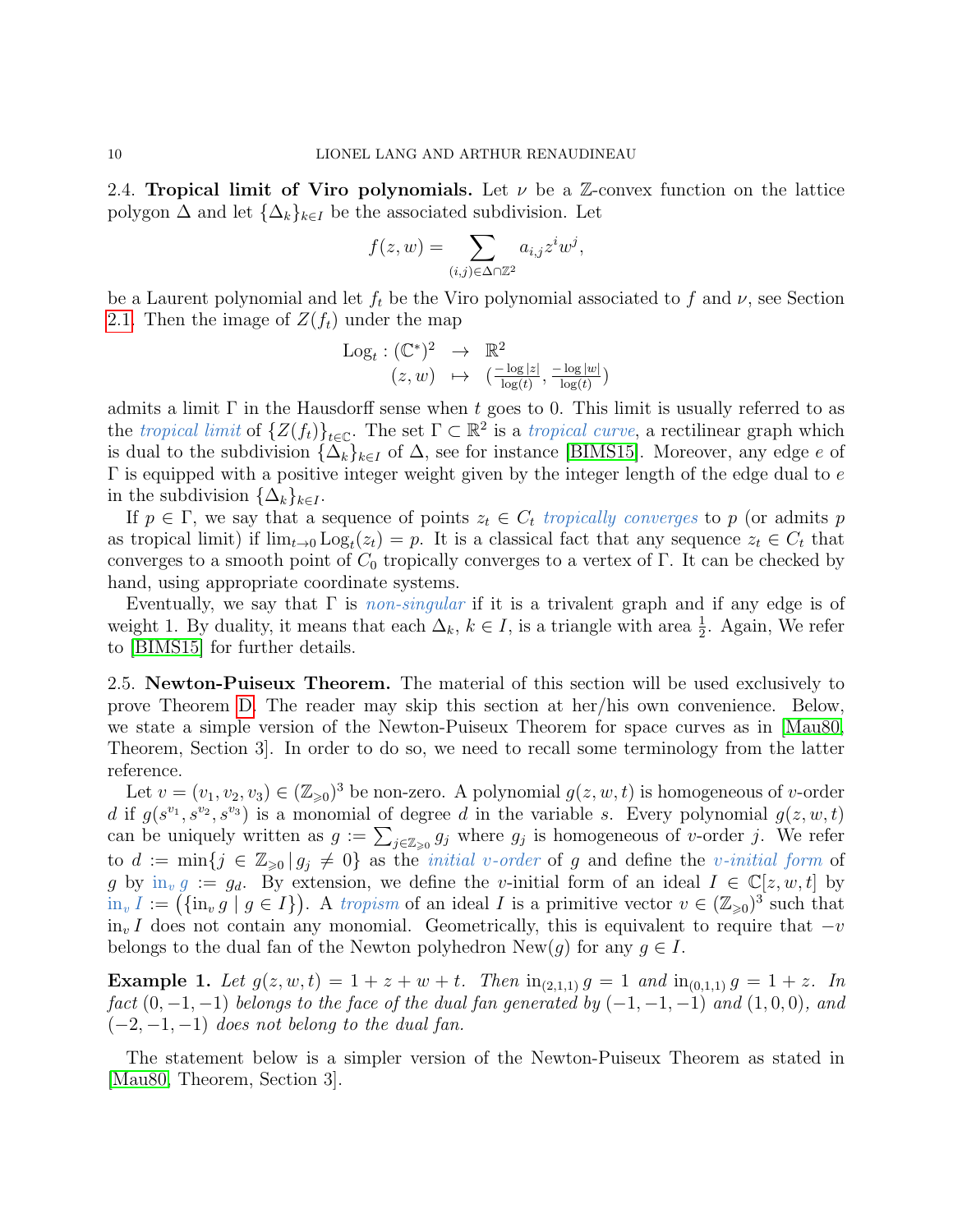2.4. **Tropical limit of Viro polynomials.** Let $\nu$ be a $\mathbb{Z}$-convex function on the lattice polygon $\Delta$ and let $\{\Delta_k\}_{k\in I}$ be the associated subdivision. Let

$$f(z,w) = \sum_{(i,j)\in\Delta\cap\mathbb{Z}^2} a_{i,j} z^i w^j,$$

be a Laurent polynomial and let $f_t$ be the Viro polynomial associated to $f$ and $\nu$, see Section 2.1. Then the image of $Z(f_t)$ under the map

$$\begin{array}{rcl} \mathrm{Log}_t : (\mathbb{C}^*)^2 & \to & \mathbb{R}^2 \\ (z,w) & \mapsto & \left(\frac{-\log|z|}{\log(t)}, \frac{-\log|w|}{\log(t)}\right) \end{array}$$

admits a limit $\Gamma$ in the Hausdorff sense when $t$ goes to 0. This limit is usually referred to as the *tropical limit* of $\{Z(f_t)\}_{t\in\mathbb{C}}$. The set $\Gamma \subset \mathbb{R}^2$ is a *tropical curve*, a rectilinear graph which is dual to the subdivision $\{\Delta_k\}_{k\in I}$ of $\Delta$, see for instance [BIMS15]. Moreover, any edge $e$ of $\Gamma$ is equipped with a positive integer weight given by the integer length of the edge dual to $e$ in the subdivision $\{\Delta_k\}_{k\in I}$.

If $p \in \Gamma$, we say that a sequence of points $z_t \in C_t$ *tropically converges* to $p$ (or admits $p$ as tropical limit) if $\lim_{t\to 0} \mathrm{Log}_t(z_t) = p$. It is a classical fact that any sequence $z_t \in C_t$ that converges to a smooth point of $C_0$ tropically converges to a vertex of $\Gamma$. It can be checked by hand, using appropriate coordinate systems.

Eventually, we say that $\Gamma$ is *non-singular* if it is a trivalent graph and if any edge is of weight 1. By duality, it means that each $\Delta_k$, $k \in I$, is a triangle with area $\frac{1}{2}$. Again, We refer to [BIMS15] for further details.

2.5. **Newton-Puiseux Theorem.** The material of this section will be used exclusively to prove Theorem D. The reader may skip this section at her/his own convenience. Below, we state a simple version of the Newton-Puiseux Theorem for space curves as in [Mau80, Theorem, Section 3]. In order to do so, we need to recall some terminology from the latter reference.

Let $v = (v_1, v_2, v_3) \in (\mathbb{Z}_{\geqslant 0})^3$ be non-zero. A polynomial $g(z,w,t)$ is homogeneous of $v$-order $d$ if $g(s^{v_1}, s^{v_2}, s^{v_3})$ is a monomial of degree $d$ in the variable $s$. Every polynomial $g(z,w,t)$ can be uniquely written as $g := \sum_{j\in\mathbb{Z}_{\geqslant 0}} g_j$ where $g_j$ is homogeneous of $v$-order $j$. We refer to $d := \min\{j \in \mathbb{Z}_{\geqslant 0} \mid g_j \neq 0\}$ as the *initial $v$-order* of $g$ and define the *$v$-initial form* of $g$ by $\mathrm{in}_v\, g := g_d$. By extension, we define the $v$-initial form of an ideal $I \in \mathbb{C}[z,w,t]$ by $\mathrm{in}_v\, I := \left(\{\mathrm{in}_v\, g \mid g \in I\}\right)$. A *tropism* of an ideal $I$ is a primitive vector $v \in (\mathbb{Z}_{\geqslant 0})^3$ such that $\mathrm{in}_v\, I$ does not contain any monomial. Geometrically, this is equivalent to require that $-v$ belongs to the dual fan of the Newton polyhedron $\mathrm{New}(g)$ for any $g \in I$.

**Example 1.** *Let $g(z,w,t) = 1 + z + w + t$. Then $\mathrm{in}_{(2,1,1)}\, g = 1$ and $\mathrm{in}_{(0,1,1)}\, g = 1 + z$. In fact $(0,-1,-1)$ belongs to the face of the dual fan generated by $(-1,-1,-1)$ and $(1,0,0)$, and $(-2,-1,-1)$ does not belong to the dual fan.*

The statement below is a simpler version of the Newton-Puiseux Theorem as stated in [Mau80, Theorem, Section 3].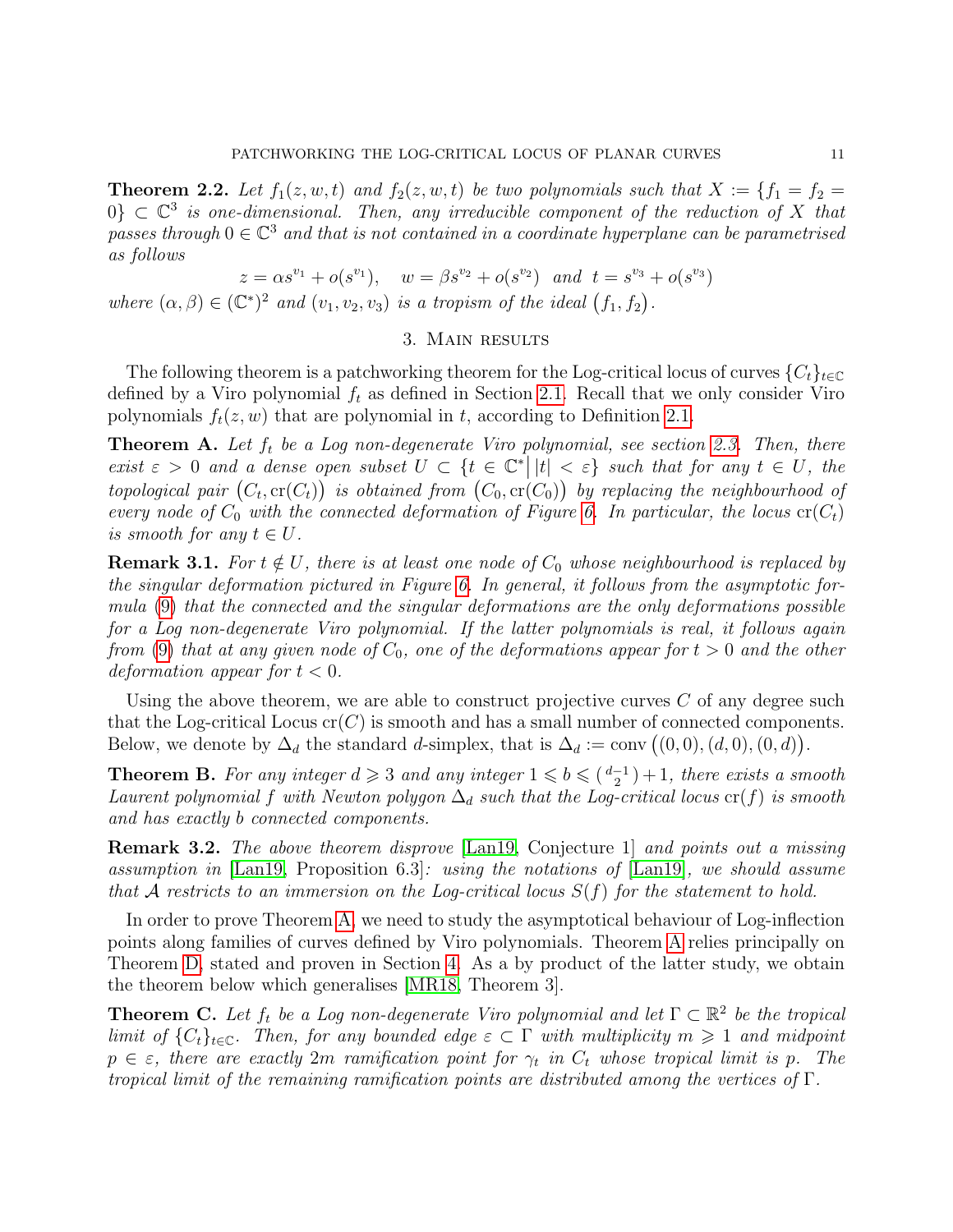**Theorem 2.2.** *Let $f_1(z,w,t)$ and $f_2(z,w,t)$ be two polynomials such that $X := \{f_1 = f_2 = 0\} \subset \mathbb{C}^3$ is one-dimensional. Then, any irreducible component of the reduction of $X$ that passes through $0 \in \mathbb{C}^3$ and that is not contained in a coordinate hyperplane can be parametrised as follows*

$$z = \alpha s^{v_1} + o(s^{v_1}), \quad w = \beta s^{v_2} + o(s^{v_2}) \ \text{ and } \ t = s^{v_3} + o(s^{v_3})$$

*where $(\alpha, \beta) \in (\mathbb{C}^*)^2$ and $(v_1, v_2, v_3)$ is a tropism of the ideal $\big(f_1, f_2\big)$.*

## 3. Main results

The following theorem is a patchworking theorem for the Log-critical locus of curves $\{C_t\}_{t\in\mathbb{C}}$ defined by a Viro polynomial $f_t$ as defined in Section 2.1. Recall that we only consider Viro polynomials $f_t(z,w)$ that are polynomial in $t$, according to Definition 2.1.

**Theorem A.** *Let $f_t$ be a Log non-degenerate Viro polynomial, see section 2.3. Then, there exist $\varepsilon > 0$ and a dense open subset $U \subset \{t \in \mathbb{C}^* \big| \, |t| < \varepsilon\}$ such that for any $t \in U$, the topological pair $\big(C_t, \mathrm{cr}(C_t)\big)$ is obtained from $\big(C_0, \mathrm{cr}(C_0)\big)$ by replacing the neighbourhood of every node of $C_0$ with the connected deformation of Figure 6. In particular, the locus $\mathrm{cr}(C_t)$ is smooth for any $t \in U$.*

**Remark 3.1.** *For $t \notin U$, there is at least one node of $C_0$ whose neighbourhood is replaced by the singular deformation pictured in Figure 6. In general, it follows from the asymptotic formula (9) that the connected and the singular deformations are the only deformations possible for a Log non-degenerate Viro polynomial. If the latter polynomials is real, it follows again from (9) that at any given node of $C_0$, one of the deformations appear for $t > 0$ and the other deformation appear for $t < 0$.*

Using the above theorem, we are able to construct projective curves $C$ of any degree such that the Log-critical Locus $\mathrm{cr}(C)$ is smooth and has a small number of connected components. Below, we denote by $\Delta_d$ the standard $d$-simplex, that is $\Delta_d := \mathrm{conv}\big((0,0),(d,0),(0,d)\big)$.

**Theorem B.** *For any integer $d \geqslant 3$ and any integer $1 \leqslant b \leqslant \binom{d-1}{2} + 1$, there exists a smooth Laurent polynomial $f$ with Newton polygon $\Delta_d$ such that the Log-critical locus $\mathrm{cr}(f)$ is smooth and has exactly $b$ connected components.*

**Remark 3.2.** *The above theorem disprove [Lan19, Conjecture 1] and points out a missing assumption in [Lan19, Proposition 6.3]: using the notations of [Lan19], we should assume that $\mathcal{A}$ restricts to an immersion on the Log-critical locus $S(f)$ for the statement to hold.*

In order to prove Theorem A, we need to study the asymptotical behaviour of Log-inflection points along families of curves defined by Viro polynomials. Theorem A relies principally on Theorem D, stated and proven in Section 4. As a by product of the latter study, we obtain the theorem below which generalises [MR18, Theorem 3].

**Theorem C.** *Let $f_t$ be a Log non-degenerate Viro polynomial and let $\Gamma \subset \mathbb{R}^2$ be the tropical limit of $\{C_t\}_{t\in\mathbb{C}}$. Then, for any bounded edge $\varepsilon \subset \Gamma$ with multiplicity $m \geqslant 1$ and midpoint $p \in \varepsilon$, there are exactly $2m$ ramification point for $\gamma_t$ in $C_t$ whose tropical limit is $p$. The tropical limit of the remaining ramification points are distributed among the vertices of $\Gamma$.*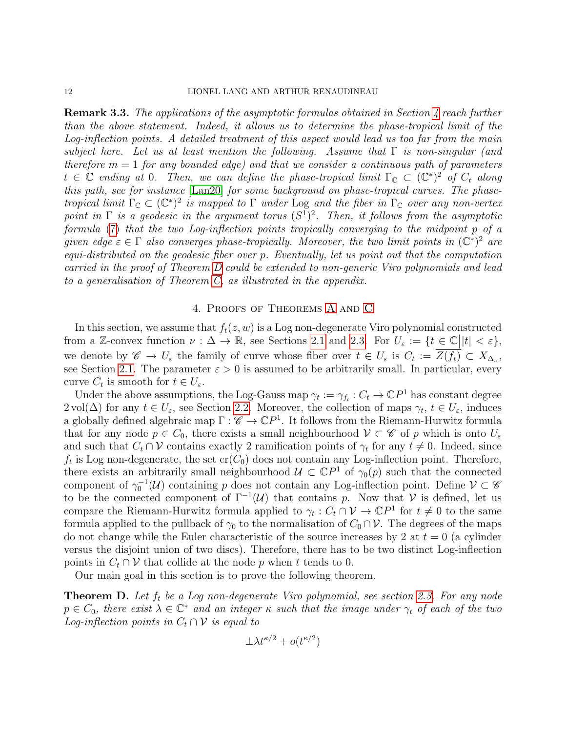**Remark 3.3.** *The applications of the asymptotic formulas obtained in Section 4 reach further than the above statement. Indeed, it allows us to determine the phase-tropical limit of the Log-inflection points. A detailed treatment of this aspect would lead us too far from the main subject here. Let us at least mention the following. Assume that $\Gamma$ is non-singular (and therefore $m = 1$ for any bounded edge) and that we consider a continuous path of parameters $t \in \mathbb{C}$ ending at 0. Then, we can define the phase-tropical limit $\Gamma_{\mathbb{C}} \subset (\mathbb{C}^*)^2$ of $C_t$ along this path, see for instance [Lan20] for some background on phase-tropical curves. The phase-tropical limit $\Gamma_{\mathbb{C}} \subset (\mathbb{C}^*)^2$ is mapped to $\Gamma$ under* Log *and the fiber in $\Gamma_{\mathbb{C}}$ over any non-vertex point in $\Gamma$ is a geodesic in the argument torus $(S^1)^2$. Then, it follows from the asymptotic formula (7) that the two Log-inflection points tropically converging to the midpoint $p$ of a given edge $\varepsilon \in \Gamma$ also converges phase-tropically. Moreover, the two limit points in $(\mathbb{C}^*)^2$ are equi-distributed on the geodesic fiber over $p$. Eventually, let us point out that the computation carried in the proof of Theorem D could be extended to non-generic Viro polynomials and lead to a generalisation of Theorem C, as illustrated in the appendix.*

## 4. Proofs of Theorems A and C

In this section, we assume that $f_t(z, w)$ is a Log non-degenerate Viro polynomial constructed from a $\mathbb{Z}$-convex function $\nu : \Delta \to \mathbb{R}$, see Sections 2.1 and 2.3. For $U_\varepsilon := \{t \in \mathbb{C} \big| |t| < \varepsilon\}$, we denote by $\mathscr{C} \to U_\varepsilon$ the family of curve whose fiber over $t \in U_\varepsilon$ is $C_t := \overline{Z(f_t)} \subset X_{\Delta_\nu}$, see Section 2.1. The parameter $\varepsilon > 0$ is assumed to be arbitrarily small. In particular, every curve $C_t$ is smooth for $t \in U_\varepsilon$.

Under the above assumptions, the Log-Gauss map $\gamma_t := \gamma_{f_t} : C_t \to \mathbb{C}P^1$ has constant degree $2\operatorname{vol}(\Delta)$ for any $t \in U_\varepsilon$, see Section 2.2. Moreover, the collection of maps $\gamma_t$, $t \in U_\varepsilon$, induces a globally defined algebraic map $\Gamma : \mathscr{C} \to \mathbb{C}P^1$. It follows from the Riemann-Hurwitz formula that for any node $p \in C_0$, there exists a small neighbourhood $\mathcal{V} \subset \mathscr{C}$ of $p$ which is onto $U_\varepsilon$ and such that $C_t \cap \mathcal{V}$ contains exactly 2 ramification points of $\gamma_t$ for any $t \neq 0$. Indeed, since $f_t$ is Log non-degenerate, the set $\operatorname{cr}(C_0)$ does not contain any Log-inflection point. Therefore, there exists an arbitrarily small neighbourhood $\mathcal{U} \subset \mathbb{C}P^1$ of $\gamma_0(p)$ such that the connected component of $\gamma_0^{-1}(\mathcal{U})$ containing $p$ does not contain any Log-inflection point. Define $\mathcal{V} \subset \mathscr{C}$ to be the connected component of $\Gamma^{-1}(\mathcal{U})$ that contains $p$. Now that $\mathcal{V}$ is defined, let us compare the Riemann-Hurwitz formula applied to $\gamma_t : C_t \cap \mathcal{V} \to \mathbb{C}P^1$ for $t \neq 0$ to the same formula applied to the pullback of $\gamma_0$ to the normalisation of $C_0 \cap \mathcal{V}$. The degrees of the maps do not change while the Euler characteristic of the source increases by 2 at $t = 0$ (a cylinder versus the disjoint union of two discs). Therefore, there has to be two distinct Log-inflection points in $C_t \cap \mathcal{V}$ that collide at the node $p$ when $t$ tends to 0.

Our main goal in this section is to prove the following theorem.

**Theorem D.** *Let $f_t$ be a Log non-degenerate Viro polynomial, see section 2.3. For any node $p \in C_0$, there exist $\lambda \in \mathbb{C}^*$ and an integer $\kappa$ such that the image under $\gamma_t$ of each of the two Log-inflection points in $C_t \cap \mathcal{V}$ is equal to*

$$\pm \lambda t^{\kappa/2} + o(t^{\kappa/2})$$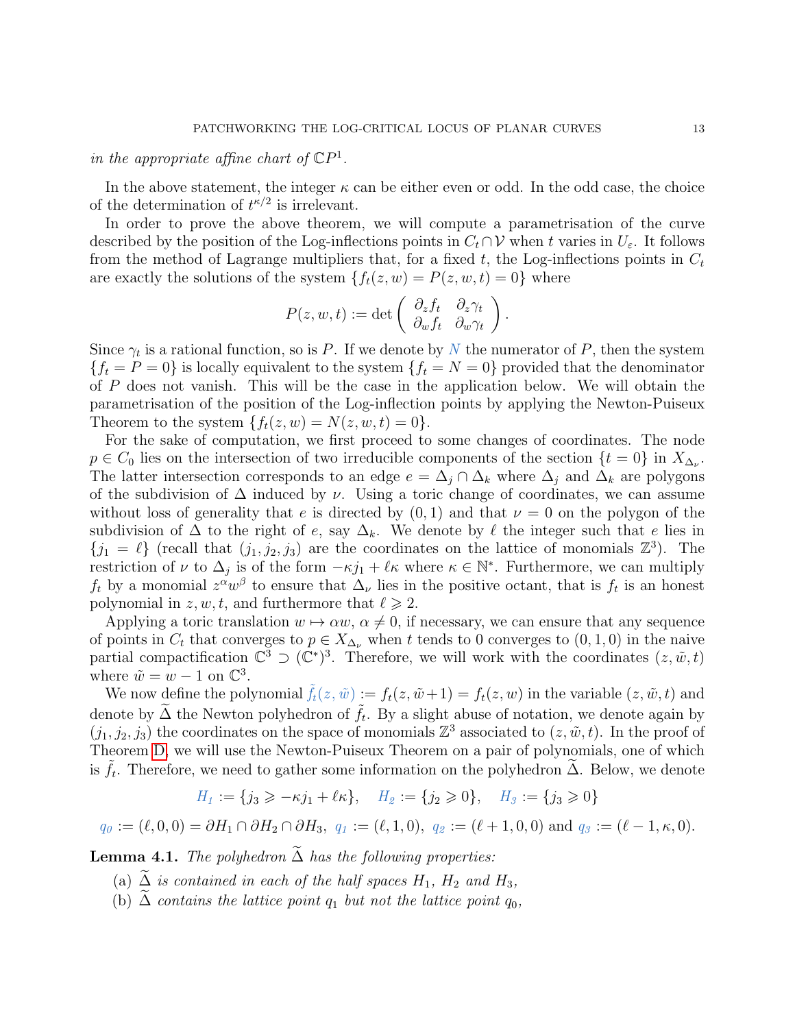*in the appropriate affine chart of* $\mathbb{C}P^1$.

In the above statement, the integer $\kappa$ can be either even or odd. In the odd case, the choice of the determination of $t^{\kappa/2}$ is irrelevant.

In order to prove the above theorem, we will compute a parametrisation of the curve described by the position of the Log-inflections points in $C_t \cap \mathcal{V}$ when $t$ varies in $U_\varepsilon$. It follows from the method of Lagrange multipliers that, for a fixed $t$, the Log-inflections points in $C_t$ are exactly the solutions of the system $\{f_t(z,w) = P(z,w,t) = 0\}$ where

$$P(z,w,t) := \det \begin{pmatrix} \partial_z f_t & \partial_z \gamma_t \\ \partial_w f_t & \partial_w \gamma_t \end{pmatrix}.$$

Since $\gamma_t$ is a rational function, so is $P$. If we denote by $N$ the numerator of $P$, then the system $\{f_t = P = 0\}$ is locally equivalent to the system $\{f_t = N = 0\}$ provided that the denominator of $P$ does not vanish. This will be the case in the application below. We will obtain the parametrisation of the position of the Log-inflection points by applying the Newton-Puiseux Theorem to the system $\{f_t(z,w) = N(z,w,t) = 0\}$.

For the sake of computation, we first proceed to some changes of coordinates. The node $p \in C_0$ lies on the intersection of two irreducible components of the section $\{t = 0\}$ in $X_{\Delta_\nu}$. The latter intersection corresponds to an edge $e = \Delta_j \cap \Delta_k$ where $\Delta_j$ and $\Delta_k$ are polygons of the subdivision of $\Delta$ induced by $\nu$. Using a toric change of coordinates, we can assume without loss of generality that $e$ is directed by $(0,1)$ and that $\nu = 0$ on the polygon of the subdivision of $\Delta$ to the right of $e$, say $\Delta_k$. We denote by $\ell$ the integer such that $e$ lies in $\{j_1 = \ell\}$ (recall that $(j_1, j_2, j_3)$ are the coordinates on the lattice of monomials $\mathbb{Z}^3$). The restriction of $\nu$ to $\Delta_j$ is of the form $-\kappa j_1 + \ell\kappa$ where $\kappa \in \mathbb{N}^*$. Furthermore, we can multiply $f_t$ by a monomial $z^\alpha w^\beta$ to ensure that $\Delta_\nu$ lies in the positive octant, that is $f_t$ is an honest polynomial in $z, w, t$, and furthermore that $\ell \geqslant 2$.

Applying a toric translation $w \mapsto \alpha w$, $\alpha \neq 0$, if necessary, we can ensure that any sequence of points in $C_t$ that converges to $p \in X_{\Delta_\nu}$ when $t$ tends to 0 converges to $(0,1,0)$ in the naive partial compactification $\mathbb{C}^3 \supset (\mathbb{C}^*)^3$. Therefore, we will work with the coordinates $(z, \tilde{w}, t)$ where $\tilde{w} = w - 1$ on $\mathbb{C}^3$.

We now define the polynomial $\tilde{f}_t(z,\tilde{w}) := f_t(z, \tilde{w}+1) = f_t(z,w)$ in the variable $(z, \tilde{w}, t)$ and denote by $\widetilde{\Delta}$ the Newton polyhedron of $\tilde{f}_t$. By a slight abuse of notation, we denote again by $(j_1, j_2, j_3)$ the coordinates on the space of monomials $\mathbb{Z}^3$ associated to $(z, \tilde{w}, t)$. In the proof of Theorem D, we will use the Newton-Puiseux Theorem on a pair of polynomials, one of which is $\tilde{f}_t$. Therefore, we need to gather some information on the polyhedron $\widetilde{\Delta}$. Below, we denote

$$H_1 := \{j_3 \geqslant -\kappa j_1 + \ell\kappa\}, \quad H_2 := \{j_2 \geqslant 0\}, \quad H_3 := \{j_3 \geqslant 0\}$$

$$q_0 := (\ell, 0, 0) = \partial H_1 \cap \partial H_2 \cap \partial H_3,\ q_1 := (\ell, 1, 0),\ q_2 := (\ell+1, 0, 0) \text{ and } q_3 := (\ell - 1, \kappa, 0).$$

**Lemma 4.1.** *The polyhedron* $\widetilde{\Delta}$ *has the following properties:*

(a) $\widetilde{\Delta}$ *is contained in each of the half spaces* $H_1$*,* $H_2$ *and* $H_3$*,*

(b) $\widetilde{\Delta}$ *contains the lattice point* $q_1$ *but not the lattice point* $q_0$*,*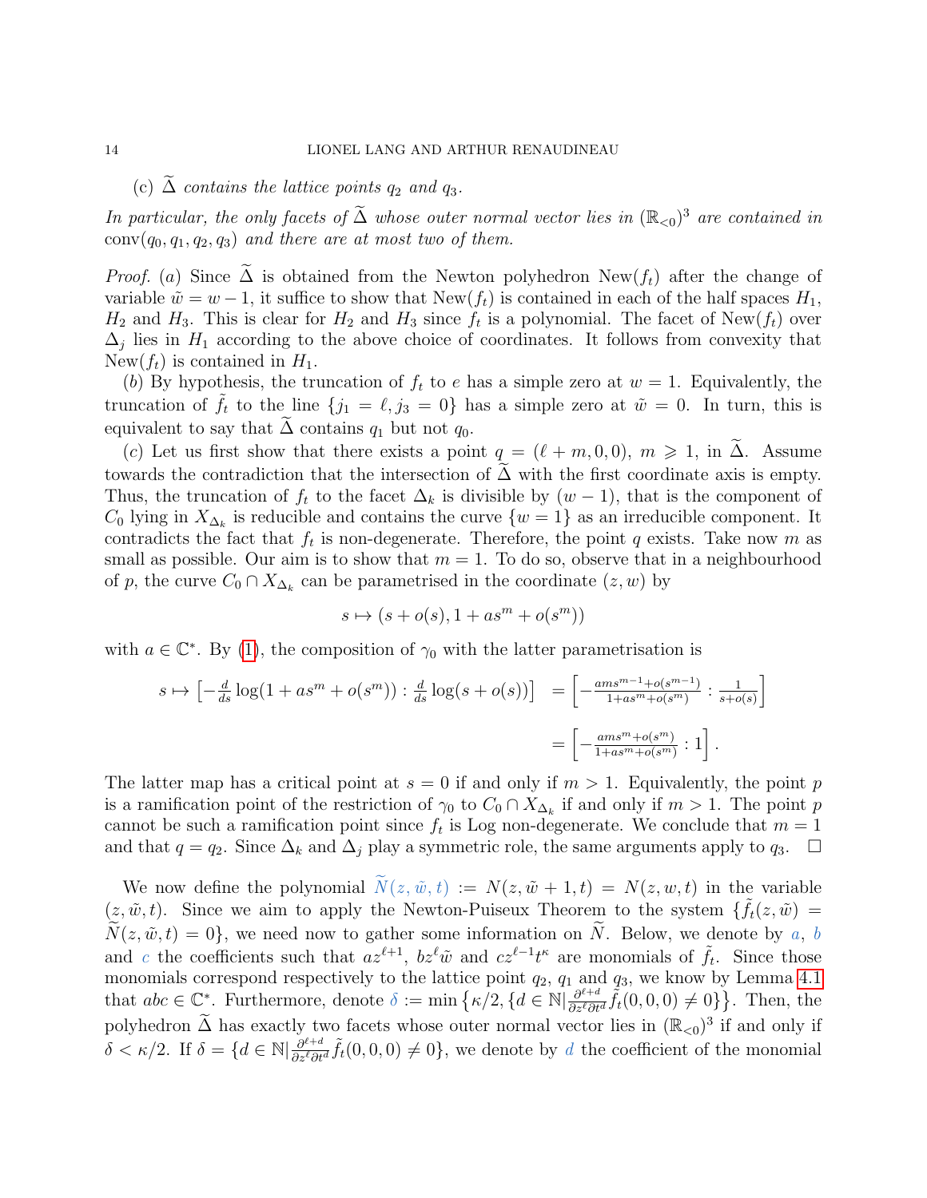(c) $\widetilde{\Delta}$ *contains the lattice points* $q_2$ *and* $q_3$.

*In particular, the only facets of* $\widetilde{\Delta}$ *whose outer normal vector lies in* $(\mathbb{R}_{<0})^3$ *are contained in* $\operatorname{conv}(q_0, q_1, q_2, q_3)$ *and there are at most two of them.*

*Proof.* (*a*) Since $\widetilde{\Delta}$ is obtained from the Newton polyhedron $\operatorname{New}(f_t)$ after the change of variable $\tilde{w} = w - 1$, it suffice to show that $\operatorname{New}(f_t)$ is contained in each of the half spaces $H_1$, $H_2$ and $H_3$. This is clear for $H_2$ and $H_3$ since $f_t$ is a polynomial. The facet of $\operatorname{New}(f_t)$ over $\Delta_j$ lies in $H_1$ according to the above choice of coordinates. It follows from convexity that $\operatorname{New}(f_t)$ is contained in $H_1$.

(*b*) By hypothesis, the truncation of $f_t$ to $e$ has a simple zero at $w = 1$. Equivalently, the truncation of $\tilde{f}_t$ to the line $\{j_1 = \ell, j_3 = 0\}$ has a simple zero at $\tilde{w} = 0$. In turn, this is equivalent to say that $\widetilde{\Delta}$ contains $q_1$ but not $q_0$.

(*c*) Let us first show that there exists a point $q = (\ell + m, 0, 0)$, $m \geqslant 1$, in $\widetilde{\Delta}$. Assume towards the contradiction that the intersection of $\widetilde{\Delta}$ with the first coordinate axis is empty. Thus, the truncation of $f_t$ to the facet $\Delta_k$ is divisible by $(w-1)$, that is the component of $C_0$ lying in $X_{\Delta_k}$ is reducible and contains the curve $\{w = 1\}$ as an irreducible component. It contradicts the fact that $f_t$ is non-degenerate. Therefore, the point $q$ exists. Take now $m$ as small as possible. Our aim is to show that $m = 1$. To do so, observe that in a neighbourhood of $p$, the curve $C_0 \cap X_{\Delta_k}$ can be parametrised in the coordinate $(z, w)$ by

$$s \mapsto (s + o(s), 1 + as^m + o(s^m))$$

with $a \in \mathbb{C}^*$. By (1), the composition of $\gamma_0$ with the latter parametrisation is

$$\begin{aligned} s \mapsto \left[-\tfrac{d}{ds}\log(1 + as^m + o(s^m)) : \tfrac{d}{ds}\log(s + o(s))\right] &= \left[-\tfrac{ams^{m-1} + o(s^{m-1})}{1 + as^m + o(s^m)} : \tfrac{1}{s + o(s)}\right] \\ &= \left[-\tfrac{ams^m + o(s^m)}{1 + as^m + o(s^m)} : 1\right]. \end{aligned}$$

The latter map has a critical point at $s = 0$ if and only if $m > 1$. Equivalently, the point $p$ is a ramification point of the restriction of $\gamma_0$ to $C_0 \cap X_{\Delta_k}$ if and only if $m > 1$. The point $p$ cannot be such a ramification point since $f_t$ is Log non-degenerate. We conclude that $m = 1$ and that $q = q_2$. Since $\Delta_k$ and $\Delta_j$ play a symmetric role, the same arguments apply to $q_3$. $\square$

We now define the polynomial $\widetilde{N}(z, \tilde{w}, t) := N(z, \tilde{w} + 1, t) = N(z, w, t)$ in the variable $(z, \tilde{w}, t)$. Since we aim to apply the Newton-Puiseux Theorem to the system $\{\tilde{f}_t(z, \tilde{w}) = \widetilde{N}(z, \tilde{w}, t) = 0\}$, we need now to gather some information on $\widetilde{N}$. Below, we denote by $a$, $b$ and $c$ the coefficients such that $az^{\ell+1}$, $bz^\ell\tilde{w}$ and $cz^{\ell-1}t^\kappa$ are monomials of $\tilde{f}_t$. Since those monomials correspond respectively to the lattice point $q_2$, $q_1$ and $q_3$, we know by Lemma 4.1 that $abc \in \mathbb{C}^*$. Furthermore, denote $\delta := \min\left\{\kappa/2, \{d \in \mathbb{N} | \frac{\partial^{\ell+d}}{\partial z^\ell \partial t^d}\tilde{f}_t(0,0,0) \neq 0\}\right\}$. Then, the polyhedron $\widetilde{\Delta}$ has exactly two facets whose outer normal vector lies in $(\mathbb{R}_{<0})^3$ if and only if $\delta < \kappa/2$. If $\delta = \{d \in \mathbb{N} | \frac{\partial^{\ell+d}}{\partial z^\ell \partial t^d}\tilde{f}_t(0,0,0) \neq 0\}$, we denote by $d$ the coefficient of the monomial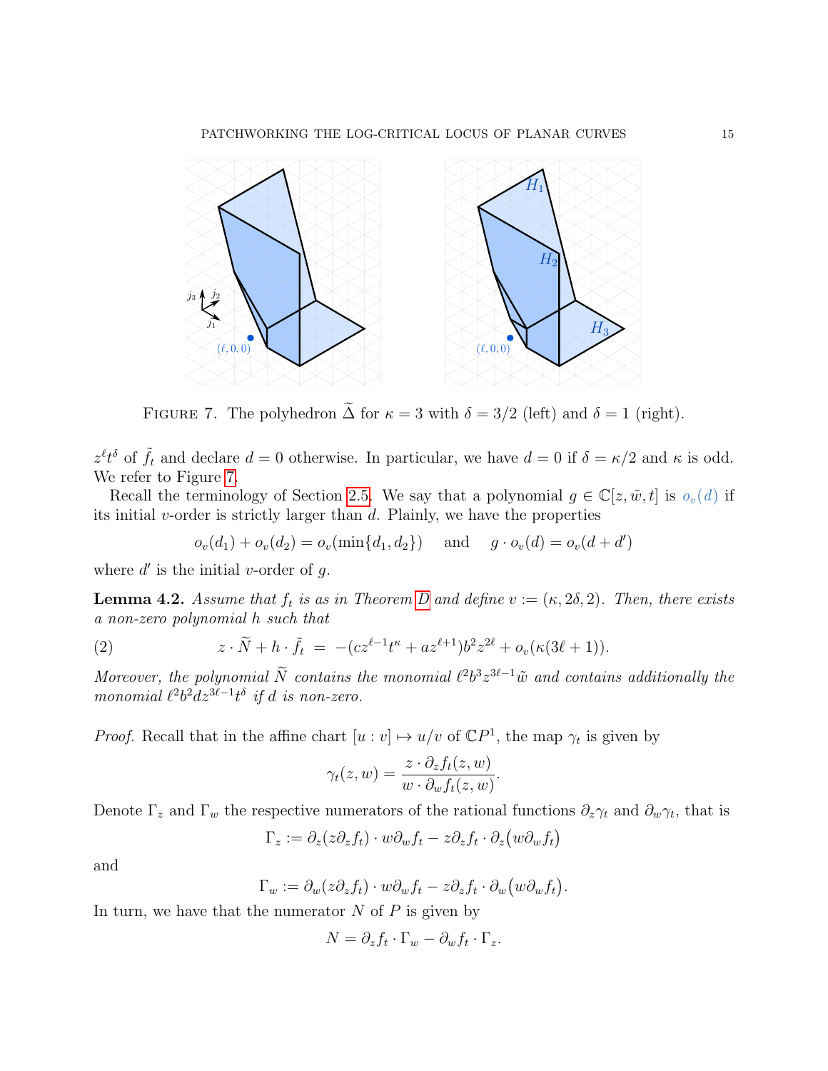FIGURE 7. The polyhedron $\widetilde{\Delta}$ for $\kappa = 3$ with $\delta = 3/2$ (left) and $\delta = 1$ (right).

$z^\ell t^\delta$ of $\tilde{f}_t$ and declare $d = 0$ otherwise. In particular, we have $d = 0$ if $\delta = \kappa/2$ and $\kappa$ is odd. We refer to Figure 7.

Recall the terminology of Section 2.5. We say that a polynomial $g \in \mathbb{C}[z, \tilde{w}, t]$ is $o_v(d)$ if its initial $v$-order is strictly larger than $d$. Plainly, we have the properties

$$o_v(d_1) + o_v(d_2) = o_v(\min\{d_1, d_2\}) \quad \text{ and } \quad g \cdot o_v(d) = o_v(d + d')$$

where $d'$ is the initial $v$-order of $g$.

**Lemma 4.2.** *Assume that $f_t$ is as in Theorem D and define $v := (\kappa, 2\delta, 2)$. Then, there exists a non-zero polynomial $h$ such that*

$$z \cdot \widetilde{N} + h \cdot \tilde{f}_t \ = \ -(cz^{\ell-1}t^\kappa + az^{\ell+1})b^2 z^{2\ell} + o_v(\kappa(3\ell + 1)). \tag{2}$$

*Moreover, the polynomial $\widetilde{N}$ contains the monomial $\ell^2 b^3 z^{3\ell-1}\tilde{w}$ and contains additionally the monomial $\ell^2 b^2 d z^{3\ell-1} t^\delta$ if $d$ is non-zero.*

*Proof.* Recall that in the affine chart $[u : v] \mapsto u/v$ of $\mathbb{C}P^1$, the map $\gamma_t$ is given by

$$\gamma_t(z, w) = \frac{z \cdot \partial_z f_t(z, w)}{w \cdot \partial_w f_t(z, w)}.$$

Denote $\Gamma_z$ and $\Gamma_w$ the respective numerators of the rational functions $\partial_z \gamma_t$ and $\partial_w \gamma_t$, that is

$$\Gamma_z := \partial_z(z\partial_z f_t) \cdot w\partial_w f_t - z\partial_z f_t \cdot \partial_z\big(w\partial_w f_t\big)$$

and

$$\Gamma_w := \partial_w(z\partial_z f_t) \cdot w\partial_w f_t - z\partial_z f_t \cdot \partial_w\big(w\partial_w f_t\big).$$

In turn, we have that the numerator $N$ of $P$ is given by

$$N = \partial_z f_t \cdot \Gamma_w - \partial_w f_t \cdot \Gamma_z.$$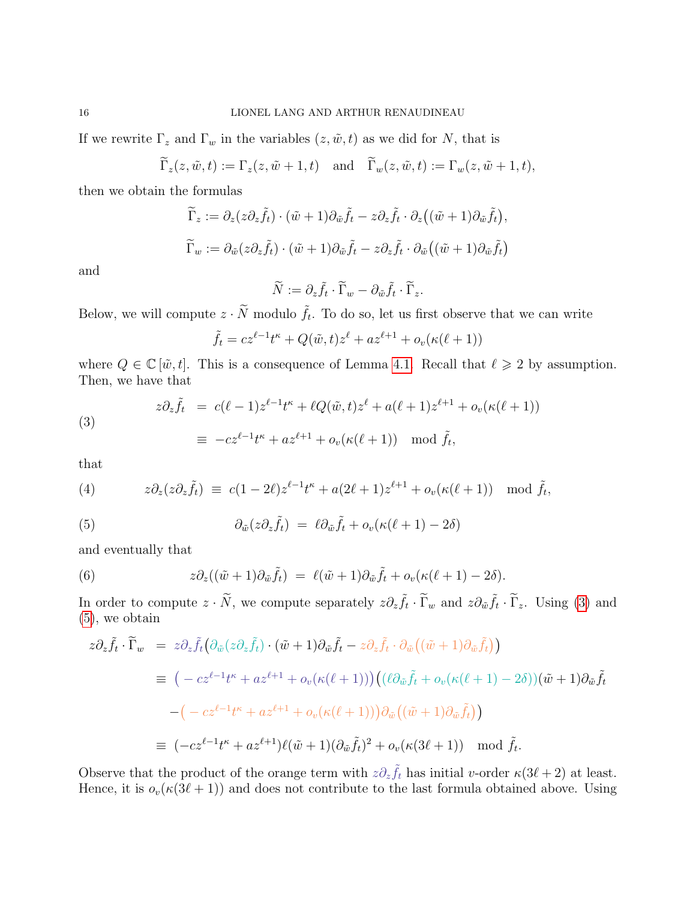If we rewrite $\Gamma_z$ and $\Gamma_w$ in the variables $(z, \tilde{w}, t)$ as we did for $N$, that is

$$\widetilde{\Gamma}_z(z, \tilde{w}, t) := \Gamma_z(z, \tilde{w}+1, t) \quad \text{and} \quad \widetilde{\Gamma}_w(z, \tilde{w}, t) := \Gamma_w(z, \tilde{w}+1, t),$$

then we obtain the formulas

$$\widetilde{\Gamma}_z := \partial_z(z\partial_z \tilde{f}_t) \cdot (\tilde{w}+1)\partial_{\tilde{w}} \tilde{f}_t - z\partial_z \tilde{f}_t \cdot \partial_z\big((\tilde{w}+1)\partial_{\tilde{w}} \tilde{f}_t\big),$$

$$\widetilde{\Gamma}_w := \partial_{\tilde{w}}(z\partial_z \tilde{f}_t) \cdot (\tilde{w}+1)\partial_{\tilde{w}} \tilde{f}_t - z\partial_z \tilde{f}_t \cdot \partial_{\tilde{w}}\big((\tilde{w}+1)\partial_{\tilde{w}} \tilde{f}_t\big)$$

and

$$\widetilde{N} := \partial_z \tilde{f}_t \cdot \widetilde{\Gamma}_w - \partial_{\tilde{w}} \tilde{f}_t \cdot \widetilde{\Gamma}_z.$$

Below, we will compute $z \cdot \widetilde{N}$ modulo $\tilde{f}_t$. To do so, let us first observe that we can write

$$\tilde{f}_t = cz^{\ell-1}t^\kappa + Q(\tilde{w}, t)z^\ell + az^{\ell+1} + o_v(\kappa(\ell+1))$$

where $Q \in \mathbb{C}[\tilde{w}, t]$. This is a consequence of Lemma 4.1. Recall that $\ell \geqslant 2$ by assumption. Then, we have that

$$\begin{aligned} z\partial_z \tilde{f}_t &= c(\ell-1)z^{\ell-1}t^\kappa + \ell Q(\tilde{w}, t)z^\ell + a(\ell+1)z^{\ell+1} + o_v(\kappa(\ell+1)) \\ &\equiv -cz^{\ell-1}t^\kappa + az^{\ell+1} + o_v(\kappa(\ell+1)) \mod \tilde{f}_t, \end{aligned} \tag{3}$$

that

$$z\partial_z(z\partial_z \tilde{f}_t) \equiv c(1-2\ell)z^{\ell-1}t^\kappa + a(2\ell+1)z^{\ell+1} + o_v(\kappa(\ell+1)) \mod \tilde{f}_t, \tag{4}$$

$$\partial_{\tilde{w}}(z\partial_z \tilde{f}_t) = \ell \partial_{\tilde{w}} \tilde{f}_t + o_v(\kappa(\ell+1) - 2\delta) \tag{5}$$

and eventually that

$$z\partial_z((\tilde{w}+1)\partial_{\tilde{w}} \tilde{f}_t) = \ell(\tilde{w}+1)\partial_{\tilde{w}} \tilde{f}_t + o_v(\kappa(\ell+1) - 2\delta). \tag{6}$$

In order to compute $z \cdot \widetilde{N}$, we compute separately $z\partial_z \tilde{f}_t \cdot \widetilde{\Gamma}_w$ and $z\partial_{\tilde{w}} \tilde{f}_t \cdot \widetilde{\Gamma}_z$. Using (3) and (5), we obtain

$$\begin{aligned} z\partial_z \tilde{f}_t \cdot \widetilde{\Gamma}_w &= z\partial_z \tilde{f}_t\big(\partial_{\tilde{w}}(z\partial_z \tilde{f}_t) \cdot (\tilde{w}+1)\partial_{\tilde{w}} \tilde{f}_t - z\partial_z \tilde{f}_t \cdot \partial_{\tilde{w}}\big((\tilde{w}+1)\partial_{\tilde{w}} \tilde{f}_t\big)\big) \\ &\equiv \big(-cz^{\ell-1}t^\kappa + az^{\ell+1} + o_v(\kappa(\ell+1))\big)\big((\ell\partial_{\tilde{w}} \tilde{f}_t + o_v(\kappa(\ell+1) - 2\delta))(\tilde{w}+1)\partial_{\tilde{w}} \tilde{f}_t \\ &\quad -\big(-cz^{\ell-1}t^\kappa + az^{\ell+1} + o_v(\kappa(\ell+1))\big)\partial_{\tilde{w}}\big((\tilde{w}+1)\partial_{\tilde{w}} \tilde{f}_t\big)\big) \\ &\equiv (-cz^{\ell-1}t^\kappa + az^{\ell+1})\ell(\tilde{w}+1)(\partial_{\tilde{w}} \tilde{f}_t)^2 + o_v(\kappa(3\ell+1)) \mod \tilde{f}_t. \end{aligned}$$

Observe that the product of the orange term with $z\partial_z \tilde{f}_t$ has initial $v$-order $\kappa(3\ell+2)$ at least. Hence, it is $o_v(\kappa(3\ell+1))$ and does not contribute to the last formula obtained above. Using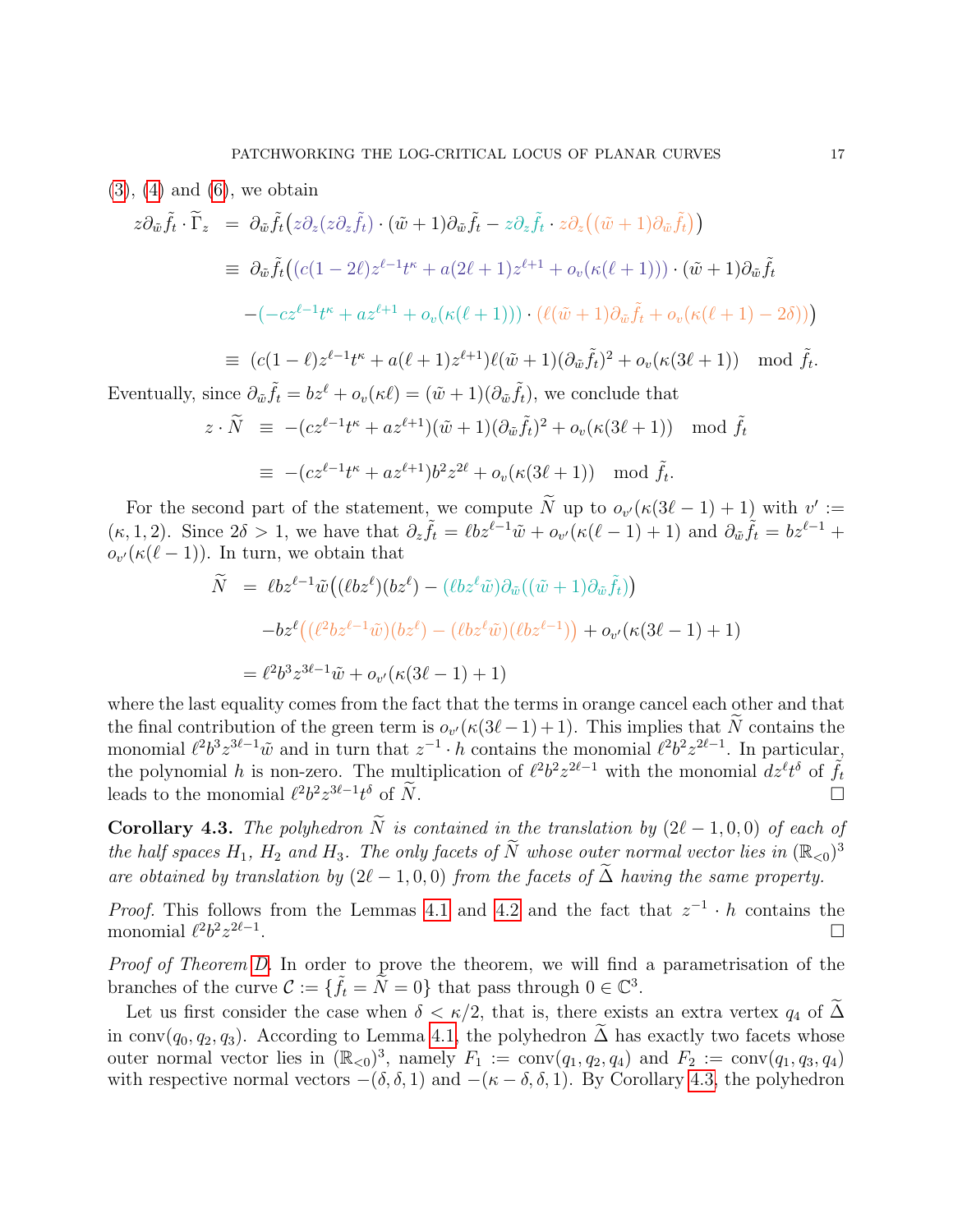(3), (4) and (6), we obtain

$$
\begin{aligned}
z\partial_{\tilde w}\tilde f_t \cdot \widetilde\Gamma_z &= \partial_{\tilde w}\tilde f_t\big(z\partial_z(z\partial_z\tilde f_t)\cdot(\tilde w+1)\partial_{\tilde w}\tilde f_t - z\partial_z\tilde f_t\cdot z\partial_z\big((\tilde w+1)\partial_{\tilde w}\tilde f_t\big)\big)\\
&\equiv \partial_{\tilde w}\tilde f_t\big(\big(c(1-2\ell)z^{\ell-1}t^\kappa + a(2\ell+1)z^{\ell+1} + o_v(\kappa(\ell+1))\big)\cdot(\tilde w+1)\partial_{\tilde w}\tilde f_t\\
&\quad -\big(-cz^{\ell-1}t^\kappa + az^{\ell+1} + o_v(\kappa(\ell+1))\big)\cdot\big(\ell(\tilde w+1)\partial_{\tilde w}\tilde f_t + o_v(\kappa(\ell+1)-2\delta)\big)\big)\\
&\equiv \big(c(1-\ell)z^{\ell-1}t^\kappa + a(\ell+1)z^{\ell+1}\big)\ell(\tilde w+1)(\partial_{\tilde w}\tilde f_t)^2 + o_v(\kappa(3\ell+1)) \mod \tilde f_t.
\end{aligned}
$$

Eventually, since $\partial_{\tilde w}\tilde f_t = bz^\ell + o_v(\kappa\ell) = (\tilde w+1)(\partial_{\tilde w}\tilde f_t)$, we conclude that

$$
\begin{aligned}
z\cdot\widetilde N &\equiv -(cz^{\ell-1}t^\kappa + az^{\ell+1})(\tilde w+1)(\partial_{\tilde w}\tilde f_t)^2 + o_v(\kappa(3\ell+1)) \mod \tilde f_t\\
&\equiv -(cz^{\ell-1}t^\kappa + az^{\ell+1})b^2z^{2\ell} + o_v(\kappa(3\ell+1)) \mod \tilde f_t.
\end{aligned}
$$

For the second part of the statement, we compute $\widetilde N$ up to $o_{v'}(\kappa(3\ell-1)+1)$ with $v' := (\kappa,1,2)$. Since $2\delta>1$, we have that $\partial_z\tilde f_t = \ell bz^{\ell-1}\tilde w + o_{v'}(\kappa(\ell-1)+1)$ and $\partial_{\tilde w}\tilde f_t = bz^{\ell-1} + o_{v'}(\kappa(\ell-1))$. In turn, we obtain that

$$
\begin{aligned}
\widetilde N &= \ell bz^{\ell-1}\tilde w\big((\ell bz^\ell)(bz^\ell) - (\ell bz^\ell\tilde w)\partial_{\tilde w}((\tilde w+1)\partial_{\tilde w}\tilde f_t)\big)\\
&\quad -bz^\ell\big((\ell^2bz^{\ell-1}\tilde w)(bz^\ell) - (\ell bz^\ell\tilde w)(\ell bz^{\ell-1})\big) + o_{v'}(\kappa(3\ell-1)+1)\\
&= \ell^2b^3z^{3\ell-1}\tilde w + o_{v'}(\kappa(3\ell-1)+1)
\end{aligned}
$$

where the last equality comes from the fact that the terms in orange cancel each other and that the final contribution of the green term is $o_{v'}(\kappa(3\ell-1)+1)$. This implies that $\widetilde N$ contains the monomial $\ell^2b^3z^{3\ell-1}\tilde w$ and in turn that $z^{-1}\cdot h$ contains the monomial $\ell^2b^2z^{2\ell-1}$. In particular, the polynomial $h$ is non-zero. The multiplication of $\ell^2b^2z^{2\ell-1}$ with the monomial $dz^\ell t^\delta$ of $\tilde f_t$ leads to the monomial $\ell^2b^2z^{3\ell-1}t^\delta$ of $\widetilde N$. □

**Corollary 4.3.** *The polyhedron $\widetilde N$ is contained in the translation by $(2\ell-1,0,0)$ of each of the half spaces $H_1$, $H_2$ and $H_3$. The only facets of $\widetilde N$ whose outer normal vector lies in $(\mathbb{R}_{<0})^3$ are obtained by translation by $(2\ell-1,0,0)$ from the facets of $\widetilde\Delta$ having the same property.*

*Proof.* This follows from the Lemmas 4.1 and 4.2 and the fact that $z^{-1}\cdot h$ contains the monomial $\ell^2b^2z^{2\ell-1}$. □

*Proof of Theorem D.* In order to prove the theorem, we will find a parametrisation of the branches of the curve $\mathcal{C} := \{\tilde f_t = \widetilde N = 0\}$ that pass through $0\in\mathbb{C}^3$.

Let us first consider the case when $\delta < \kappa/2$, that is, there exists an extra vertex $q_4$ of $\widetilde\Delta$ in $\mathrm{conv}(q_0,q_2,q_3)$. According to Lemma 4.1, the polyhedron $\widetilde\Delta$ has exactly two facets whose outer normal vector lies in $(\mathbb{R}_{<0})^3$, namely $F_1 := \mathrm{conv}(q_1,q_2,q_4)$ and $F_2 := \mathrm{conv}(q_1,q_3,q_4)$ with respective normal vectors $-(\delta,\delta,1)$ and $-(\kappa-\delta,\delta,1)$. By Corollary 4.3, the polyhedron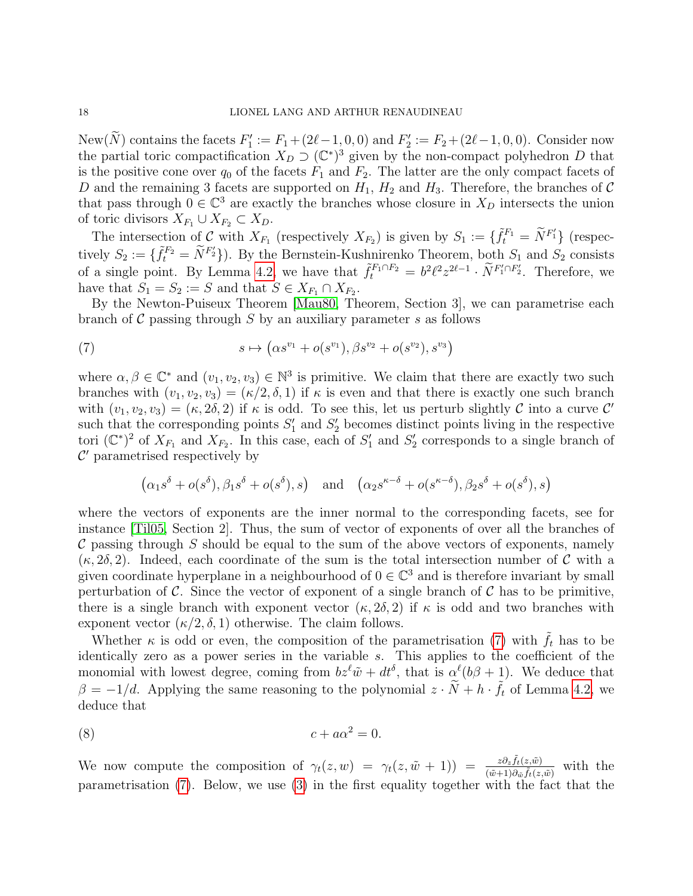$\text{New}(\widetilde{N})$ contains the facets $F_1' := F_1 + (2\ell - 1, 0, 0)$ and $F_2' := F_2 + (2\ell - 1, 0, 0)$. Consider now the partial toric compactification $X_D \supset (\mathbb{C}^*)^3$ given by the non-compact polyhedron $D$ that is the positive cone over $q_0$ of the facets $F_1$ and $F_2$. The latter are the only compact facets of $D$ and the remaining 3 facets are supported on $H_1$, $H_2$ and $H_3$. Therefore, the branches of $\mathcal{C}$ that pass through $0 \in \mathbb{C}^3$ are exactly the branches whose closure in $X_D$ intersects the union of toric divisors $X_{F_1} \cup X_{F_2} \subset X_D$.

The intersection of $\mathcal{C}$ with $X_{F_1}$ (respectively $X_{F_2}$) is given by $S_1 := \{\tilde{f}_t^{F_1} = \widetilde{N}^{F_1'}\}$ (respectively $S_2 := \{\tilde{f}_t^{F_2} = \widetilde{N}^{F_2'}\}$). By the Bernstein-Kushnirenko Theorem, both $S_1$ and $S_2$ consists of a single point. By Lemma 4.2, we have that $\tilde{f}_t^{F_1 \cap F_2} = b^2 \ell^2 z^{2\ell - 1} \cdot \widetilde{N}^{F_1' \cap F_2'}$. Therefore, we have that $S_1 = S_2 := S$ and that $S \in X_{F_1} \cap X_{F_2}$.

By the Newton-Puiseux Theorem [Mau80, Theorem, Section 3], we can parametrise each branch of $\mathcal{C}$ passing through $S$ by auxiliary parameter $s$ as follows

$$s \mapsto \left(\alpha s^{v_1} + o(s^{v_1}), \beta s^{v_2} + o(s^{v_2}), s^{v_3}\right) \tag{7}$$

where $\alpha, \beta \in \mathbb{C}^*$ and $(v_1, v_2, v_3) \in \mathbb{N}^3$ is primitive. We claim that there are exactly two such branches with $(v_1, v_2, v_3) = (\kappa/2, \delta, 1)$ if $\kappa$ is even and that there is exactly one such branch with $(v_1, v_2, v_3) = (\kappa, 2\delta, 2)$ if $\kappa$ is odd. To see this, let us perturb slightly $\mathcal{C}$ into a curve $\mathcal{C}'$ such that the corresponding points $S_1'$ and $S_2'$ becomes distinct points living in the respective tori $(\mathbb{C}^*)^2$ of $X_{F_1}$ and $X_{F_2}$. In this case, each of $S_1'$ and $S_2'$ corresponds to a single branch of $\mathcal{C}'$ parametrised respectively by

$$\left(\alpha_1 s^{\delta} + o(s^{\delta}), \beta_1 s^{\delta} + o(s^{\delta}), s\right) \quad \text{and} \quad \left(\alpha_2 s^{\kappa - \delta} + o(s^{\kappa - \delta}), \beta_2 s^{\delta} + o(s^{\delta}), s\right)$$

where the vectors of exponents are the inner normal to the corresponding facets, see for instance [Til05, Section 2]. Thus, the sum of vector of exponents of over all the branches of $\mathcal{C}$ passing through $S$ should be equal to the sum of the above vectors of exponents, namely $(\kappa, 2\delta, 2)$. Indeed, each coordinate of the sum is the total intersection number of $\mathcal{C}$ with a given coordinate hyperplane in a neighbourhood of $0 \in \mathbb{C}^3$ and is therefore invariant by small perturbation of $\mathcal{C}$. Since the vector of exponent of a single branch of $\mathcal{C}$ has to be primitive, there is a single branch with exponent vector $(\kappa, 2\delta, 2)$ if $\kappa$ is odd and two branches with exponent vector $(\kappa/2, \delta, 1)$ otherwise. The claim follows.

Whether $\kappa$ is odd or even, the composition of the parametrisation (7) with $\tilde{f}_t$ has to be identically zero as a power series in the variable $s$. This applies to the coefficient of the monomial with lowest degree, coming from $bz^{\ell}\tilde{w} + dt^{\delta}$, that is $\alpha^{\ell}(b\beta + 1)$. We deduce that $\beta = -1/d$. Applying the same reasoning to the polynomial $z \cdot \widetilde{N} + h \cdot \tilde{f}_t$ of Lemma 4.2, we deduce that

$$c + a\alpha^2 = 0. \tag{8}$$

We now compute the composition of $\gamma_t(z, w) = \gamma_t(z, \tilde{w} + 1)) = \frac{z \partial_z \tilde{f}_t(z, \tilde{w})}{(\tilde{w} + 1)\partial_{\tilde{w}} \tilde{f}_t(z, \tilde{w})}$ with the parametrisation (7). Below, we use (3) in the first equality together with the fact that the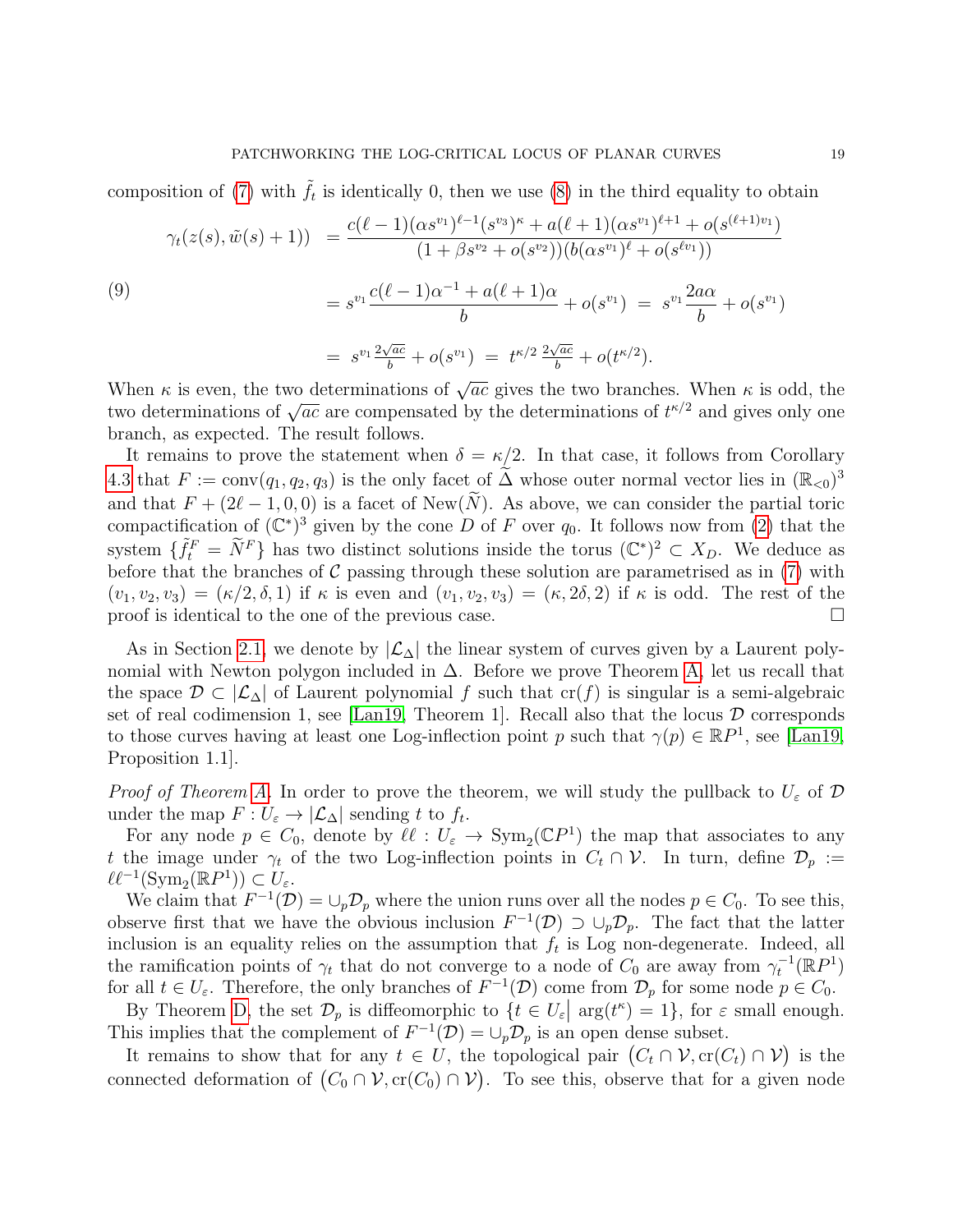composition of (7) with $\tilde{f}_t$ is identically 0, then we use (8) in the third equality to obtain

$$
\begin{aligned}
\gamma_t(z(s), \tilde{w}(s)+1)) &= \frac{c(\ell-1)(\alpha s^{v_1})^{\ell-1}(s^{v_3})^\kappa + a(\ell+1)(\alpha s^{v_1})^{\ell+1} + o(s^{(\ell+1)v_1})}{(1+\beta s^{v_2} + o(s^{v_2}))(b(\alpha s^{v_1})^\ell + o(s^{\ell v_1}))} \\
&= s^{v_1}\frac{c(\ell-1)\alpha^{-1} + a(\ell+1)\alpha}{b} + o(s^{v_1}) \;=\; s^{v_1}\frac{2a\alpha}{b} + o(s^{v_1}) \\
&= \; s^{v_1}\tfrac{2\sqrt{ac}}{b} + o(s^{v_1}) \;=\; t^{\kappa/2}\,\tfrac{2\sqrt{ac}}{b} + o(t^{\kappa/2}).
\end{aligned}
\tag{9}
$$

When $\kappa$ is even, the two determinations of $\sqrt{ac}$ gives the two branches. When $\kappa$ is odd, the two determinations of $\sqrt{ac}$ are compensated by the determinations of $t^{\kappa/2}$ and gives only one branch, as expected. The result follows.

It remains to prove the statement when $\delta = \kappa/2$. In that case, it follows from Corollary 4.3 that $F := \text{conv}(q_1, q_2, q_3)$ is the only facet of $\widetilde{\Delta}$ whose outer normal vector lies in $(\mathbb{R}_{<0})^3$ and that $F + (2\ell-1, 0, 0)$ is a facet of $\text{New}(\widetilde{N})$. As above, we can consider the partial toric compactification of $(\mathbb{C}^*)^3$ given by the cone $D$ of $F$ over $q_0$. It follows now from (2) that the system $\{\tilde{f}_t^F = \widetilde{N}^F\}$ has two distinct solutions inside the torus $(\mathbb{C}^*)^2 \subset X_D$. We deduce as before that the branches of $\mathcal{C}$ passing through these solution are parametrised as in (7) with $(v_1, v_2, v_3) = (\kappa/2, \delta, 1)$ if $\kappa$ is even and $(v_1, v_2, v_3) = (\kappa, 2\delta, 2)$ if $\kappa$ is odd. The rest of the proof is identical to the one of the previous case. $\square$

As in Section 2.1, we denote by $|\mathcal{L}_\Delta|$ the linear system of curves given by a Laurent polynomial with Newton polygon included in $\Delta$. Before we prove Theorem A, let us recall that the space $\mathcal{D} \subset |\mathcal{L}_\Delta|$ of Laurent polynomial $f$ such that $\text{cr}(f)$ is singular is a semi-algebraic set of real codimension 1, see [Lan19, Theorem 1]. Recall also that the locus $\mathcal{D}$ corresponds to those curves having at least one Log-inflection point $p$ such that $\gamma(p) \in \mathbb{R}P^1$, see [Lan19, Proposition 1.1].

*Proof of Theorem A.* In order to prove the theorem, we will study the pullback to $U_\varepsilon$ of $\mathcal{D}$ under the map $F : U_\varepsilon \to |\mathcal{L}_\Delta|$ sending $t$ to $f_t$.

For any node $p \in C_0$, denote by $\ell\ell : U_\varepsilon \to \text{Sym}_2(\mathbb{C}P^1)$ the map that associates to any $t$ the image under $\gamma_t$ of the two Log-inflection points in $C_t \cap \mathcal{V}$. In turn, define $\mathcal{D}_p := \ell\ell^{-1}(\text{Sym}_2(\mathbb{R}P^1)) \subset U_\varepsilon$.

We claim that $F^{-1}(\mathcal{D}) = \cup_p \mathcal{D}_p$ where the union runs over all the nodes $p \in C_0$. To see this, observe first that we have the obvious inclusion $F^{-1}(\mathcal{D}) \supset \cup_p \mathcal{D}_p$. The fact that the latter inclusion is an equality relies on the assumption that $f_t$ is Log non-degenerate. Indeed, all the ramification points of $\gamma_t$ that do not converge to a node of $C_0$ are away from $\gamma_t^{-1}(\mathbb{R}P^1)$ for all $t \in U_\varepsilon$. Therefore, the only branches of $F^{-1}(\mathcal{D})$ come from $\mathcal{D}_p$ for some node $p \in C_0$.

By Theorem D, the set $\mathcal{D}_p$ is diffeomorphic to $\{t \in U_\varepsilon \,|\, \arg(t^\kappa) = 1\}$, for $\varepsilon$ small enough. This implies that the complement of $F^{-1}(\mathcal{D}) = \cup_p \mathcal{D}_p$ is an open dense subset.

It remains to show that for any $t \in U$, the topological pair $\big(C_t \cap \mathcal{V}, \text{cr}(C_t) \cap \mathcal{V}\big)$ is the connected deformation of $\big(C_0 \cap \mathcal{V}, \text{cr}(C_0) \cap \mathcal{V}\big)$. To see this, observe that for a given node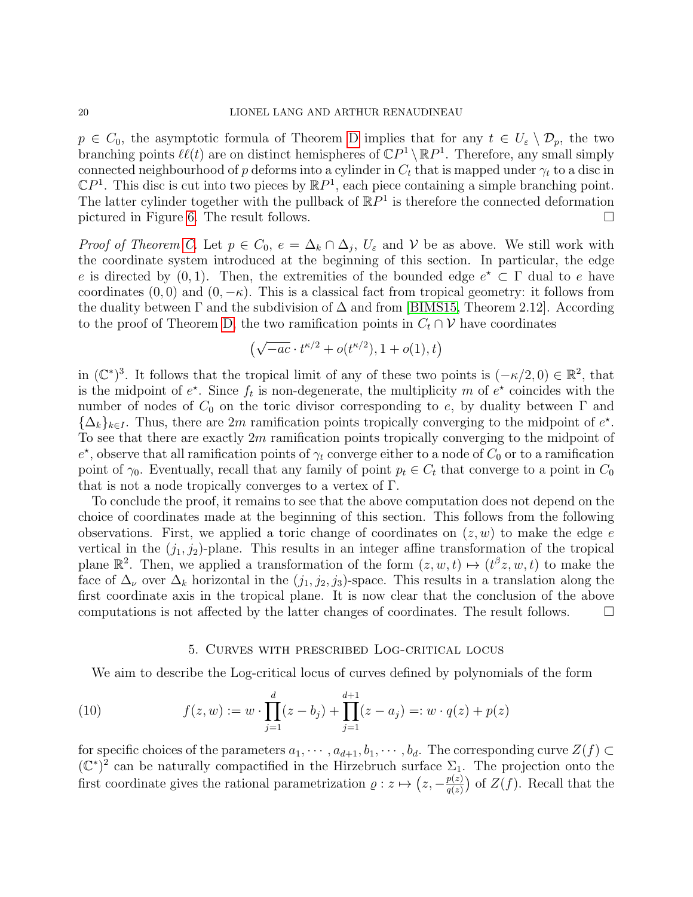$p \in C_0$, the asymptotic formula of Theorem D implies that for any $t \in U_\varepsilon \setminus \mathcal{D}_p$, the two branching points $\ell\ell(t)$ are on distinct hemispheres of $\mathbb{C}P^1 \setminus \mathbb{R}P^1$. Therefore, any small simply connected neighbourhood of $p$ deforms into a cylinder in $C_t$ that is mapped under $\gamma_t$ to a disc in $\mathbb{C}P^1$. This disc is cut into two pieces by $\mathbb{R}P^1$, each piece containing a simple branching point. The latter cylinder together with the pullback of $\mathbb{R}P^1$ is therefore the connected deformation pictured in Figure 6. The result follows. $\square$

*Proof of Theorem C.* Let $p \in C_0$, $e = \Delta_k \cap \Delta_j$, $U_\varepsilon$ and $\mathcal{V}$ be as above. We still work with the coordinate system introduced at the beginning of this section. In particular, the edge $e$ is directed by $(0, 1)$. Then, the extremities of the bounded edge $e^\star \subset \Gamma$ dual to $e$ have coordinates $(0, 0)$ and $(0, -\kappa)$. This is a classical fact from tropical geometry: it follows from the duality between $\Gamma$ and the subdivision of $\Delta$ and from [BIMS15, Theorem 2.12]. According to the proof of Theorem D, the two ramification points in $C_t \cap \mathcal{V}$ have coordinates

$$\left(\sqrt{-ac} \cdot t^{\kappa/2} + o(t^{\kappa/2}), 1 + o(1), t\right)$$

in $(\mathbb{C}^*)^3$. It follows that the tropical limit of any of these two points is $(-\kappa/2, 0) \in \mathbb{R}^2$, that is the midpoint of $e^\star$. Since $f_t$ is non-degenerate, the multiplicity $m$ of $e^\star$ coincides with the number of nodes of $C_0$ on the toric divisor corresponding to $e$, by duality between $\Gamma$ and $\{\Delta_k\}_{k \in I}$. Thus, there are $2m$ ramification points tropically converging to the midpoint of $e^\star$. To see that there are exactly $2m$ ramification points tropically converging to the midpoint of $e^\star$, observe that all ramification points of $\gamma_t$ converge either to a node of $C_0$ or to a ramification point of $\gamma_0$. Eventually, recall that any family of point $p_t \in C_t$ that converge to a point in $C_0$ that is not a node tropically converges to a vertex of $\Gamma$.

To conclude the proof, it remains to see that the above computation does not depend on the choice of coordinates made at the beginning of this section. This follows from the following observations. First, we applied a toric change of coordinates on $(z, w)$ to make the edge $e$ vertical in the $(j_1, j_2)$-plane. This results in an integer affine transformation of the tropical plane $\mathbb{R}^2$. Then, we applied a transformation of the form $(z, w, t) \mapsto (t^\beta z, w, t)$ to make the face of $\Delta_\nu$ over $\Delta_k$ horizontal in the $(j_1, j_2, j_3)$-space. This results in a translation along the first coordinate axis in the tropical plane. It is now clear that the conclusion of the above computations is not affected by the latter changes of coordinates. The result follows. $\square$

## 5. Curves with prescribed Log-critical locus

We aim to describe the Log-critical locus of curves defined by polynomials of the form

$$f(z, w) := w \cdot \prod_{j=1}^{d} (z - b_j) + \prod_{j=1}^{d+1} (z - a_j) =: w \cdot q(z) + p(z) \tag{10}$$

for specific choices of the parameters $a_1, \cdots, a_{d+1}, b_1, \cdots, b_d$. The corresponding curve $Z(f) \subset (\mathbb{C}^*)^2$ can be naturally compactified in the Hirzebruch surface $\Sigma_1$. The projection onto the first coordinate gives the rational parametrization $\varrho : z \mapsto \left(z, -\frac{p(z)}{q(z)}\right)$ of $Z(f)$. Recall that the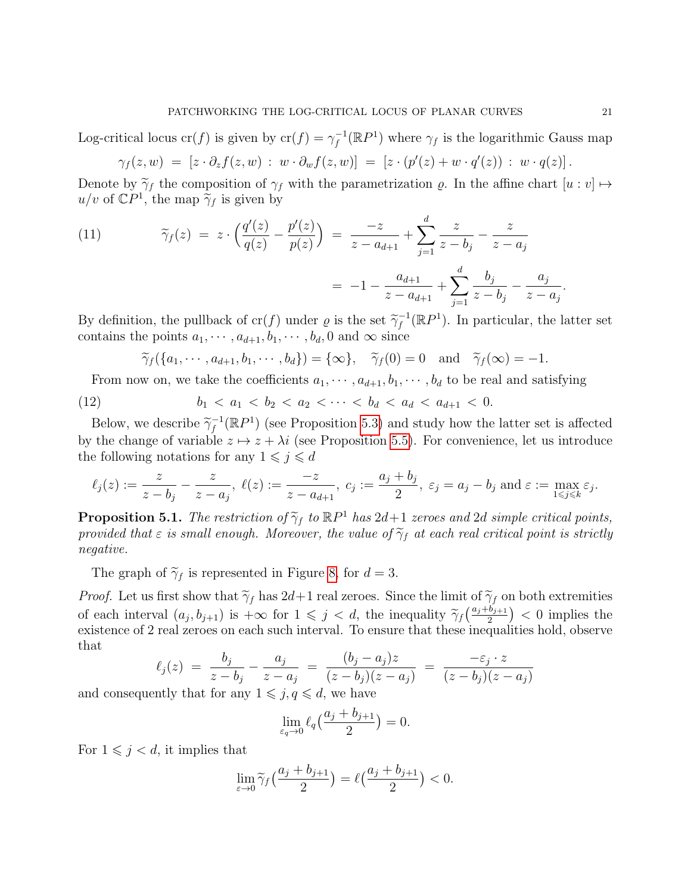Log-critical locus $\mathrm{cr}(f)$ is given by $\mathrm{cr}(f) = \gamma_f^{-1}(\mathbb{R}P^1)$ where $\gamma_f$ is the logarithmic Gauss map

$$\gamma_f(z,w) \;=\; [z\cdot\partial_z f(z,w) \,:\, w\cdot\partial_w f(z,w)] \;=\; [z\cdot(p'(z)+w\cdot q'(z)) \,:\, w\cdot q(z)]\,.$$

Denote by $\widetilde{\gamma}_f$ the composition of $\gamma_f$ with the parametrization $\varrho$. In the affine chart $[u:v]\mapsto u/v$ of $\mathbb{C}P^1$, the map $\widetilde{\gamma}_f$ is given by

$$\widetilde{\gamma}_f(z) \;=\; z\cdot\Big(\frac{q'(z)}{q(z)} - \frac{p'(z)}{p(z)}\Big) \;=\; \frac{-z}{z-a_{d+1}} + \sum_{j=1}^{d} \frac{z}{z-b_j} - \frac{z}{z-a_j} \tag{11}$$

$$=\; -1 - \frac{a_{d+1}}{z-a_{d+1}} + \sum_{j=1}^{d} \frac{b_j}{z-b_j} - \frac{a_j}{z-a_j}.$$

By definition, the pullback of $\mathrm{cr}(f)$ under $\varrho$ is the set $\widetilde{\gamma}_f^{-1}(\mathbb{R}P^1)$. In particular, the latter set contains the points $a_1,\cdots,a_{d+1},b_1,\cdots,b_d, 0$ and $\infty$ since

$$\widetilde{\gamma}_f(\{a_1,\cdots,a_{d+1},b_1,\cdots,b_d\}) = \{\infty\}, \quad \widetilde{\gamma}_f(0) = 0 \quad\text{and}\quad \widetilde{\gamma}_f(\infty) = -1.$$

From now on, we take the coefficients $a_1,\cdots,a_{d+1},b_1,\cdots,b_d$ to be real and satisfying

$$b_1 \,<\, a_1 \,<\, b_2 \,<\, a_2 \,<\cdots<\, b_d \,<\, a_d \,<\, a_{d+1} \,<\, 0. \tag{12}$$

Below, we describe $\widetilde{\gamma}_f^{-1}(\mathbb{R}P^1)$ (see Proposition 5.3) and study how the latter set is affected by the change of variable $z\mapsto z+\lambda i$ (see Proposition 5.5). For convenience, let us introduce the following notations for any $1\leqslant j\leqslant d$

$$\ell_j(z) := \frac{z}{z-b_j} - \frac{z}{z-a_j},\; \ell(z) := \frac{-z}{z-a_{d+1}},\; c_j := \frac{a_j+b_j}{2},\; \varepsilon_j = a_j - b_j \text{ and } \varepsilon := \max_{1\leqslant j\leqslant k} \varepsilon_j.$$

**Proposition 5.1.** *The restriction of $\widetilde{\gamma}_f$ to $\mathbb{R}P^1$ has $2d+1$ zeroes and $2d$ simple critical points, provided that $\varepsilon$ is small enough. Moreover, the value of $\widetilde{\gamma}_f$ at each real critical point is strictly negative.*

The graph of $\widetilde{\gamma}_f$ is represented in Figure 8, for $d=3$.

*Proof.* Let us first show that $\widetilde{\gamma}_f$ has $2d+1$ real zeroes. Since the limit of $\widetilde{\gamma}_f$ on both extremities of each interval $(a_j, b_{j+1})$ is $+\infty$ for $1\leqslant j<d$, the inequality $\widetilde{\gamma}_f\big(\frac{a_j+b_{j+1}}{2}\big) < 0$ implies the existence of 2 real zeroes on each such interval. To ensure that these inequalities hold, observe that

$$\ell_j(z) \;=\; \frac{b_j}{z-b_j} - \frac{a_j}{z-a_j} \;=\; \frac{(b_j-a_j)z}{(z-b_j)(z-a_j)} \;=\; \frac{-\varepsilon_j\cdot z}{(z-b_j)(z-a_j)}$$

and consequently that for any $1\leqslant j,q\leqslant d$, we have

$$\lim_{\varepsilon_q\to 0} \ell_q\big(\frac{a_j+b_{j+1}}{2}\big) = 0.$$

For $1\leqslant j<d$, it implies that

$$\lim_{\varepsilon\to 0} \widetilde{\gamma}_f\big(\frac{a_j+b_{j+1}}{2}\big) = \ell\big(\frac{a_j+b_{j+1}}{2}\big) < 0.$$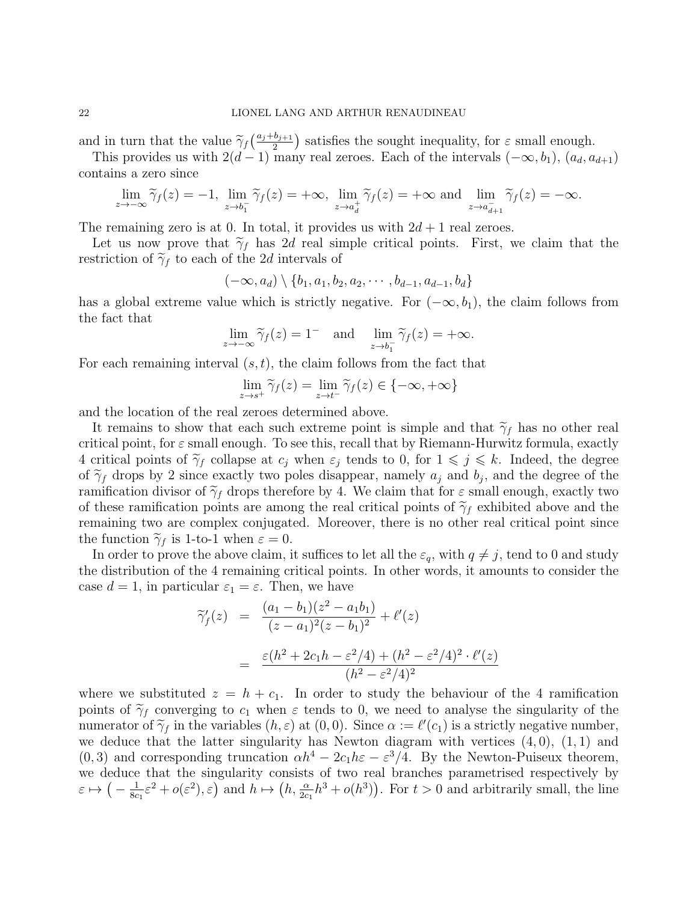and in turn that the value $\widetilde{\gamma}_f\big(\frac{a_j+b_{j+1}}{2}\big)$ satisfies the sought inequality, for $\varepsilon$ small enough.

This provides us with $2(d-1)$ many real zeroes. Each of the intervals $(-\infty, b_1)$, $(a_d, a_{d+1})$ contains a zero since

$$\lim_{z\to-\infty}\widetilde{\gamma}_f(z) = -1,\ \lim_{z\to b_1^-}\widetilde{\gamma}_f(z) = +\infty,\ \lim_{z\to a_d^+}\widetilde{\gamma}_f(z) = +\infty \text{ and } \lim_{z\to a_{d+1}^-}\widetilde{\gamma}_f(z) = -\infty.$$

The remaining zero is at 0. In total, it provides us with $2d+1$ real zeroes.

Let us now prove that $\widetilde{\gamma}_f$ has $2d$ real simple critical points. First, we claim that the restriction of $\widetilde{\gamma}_f$ to each of the $2d$ intervals of

$$(-\infty, a_d)\setminus\{b_1, a_1, b_2, a_2, \cdots, b_{d-1}, a_{d-1}, b_d\}$$

has a global extreme value which is strictly negative. For $(-\infty, b_1)$, the claim follows from the fact that

$$\lim_{z\to-\infty}\widetilde{\gamma}_f(z) = 1^- \quad\text{and}\quad \lim_{z\to b_1^-}\widetilde{\gamma}_f(z) = +\infty.$$

For each remaining interval $(s,t)$, the claim follows from the fact that

$$\lim_{z\to s^+}\widetilde{\gamma}_f(z) = \lim_{z\to t^-}\widetilde{\gamma}_f(z) \in \{-\infty, +\infty\}$$

and the location of the real zeroes determined above.

It remains to show that each such extreme point is simple and that $\widetilde{\gamma}_f$ has no other real critical point, for $\varepsilon$ small enough. To see this, recall that by Riemann-Hurwitz formula, exactly 4 critical points of $\widetilde{\gamma}_f$ collapse at $c_j$ when $\varepsilon_j$ tends to 0, for $1 \leqslant j \leqslant k$. Indeed, the degree of $\widetilde{\gamma}_f$ drops by 2 since exactly two poles disappear, namely $a_j$ and $b_j$, and the degree of the ramification divisor of $\widetilde{\gamma}_f$ drops therefore by 4. We claim that for $\varepsilon$ small enough, exactly two of these ramification points are among the real critical points of $\widetilde{\gamma}_f$ exhibited above and the remaining two are complex conjugated. Moreover, there is no other real critical point since the function $\widetilde{\gamma}_f$ is 1-to-1 when $\varepsilon = 0$.

In order to prove the above claim, it suffices to let all the $\varepsilon_q$, with $q \neq j$, tend to 0 and study the distribution of the 4 remaining critical points. In other words, it amounts to consider the case $d = 1$, in particular $\varepsilon_1 = \varepsilon$. Then, we have

$$\begin{aligned}
\widetilde{\gamma}_f'(z) &= \frac{(a_1-b_1)(z^2-a_1b_1)}{(z-a_1)^2(z-b_1)^2} + \ell'(z)\\[2mm]
&= \frac{\varepsilon(h^2+2c_1h-\varepsilon^2/4) + (h^2-\varepsilon^2/4)^2\cdot\ell'(z)}{(h^2-\varepsilon^2/4)^2}
\end{aligned}$$

where we substituted $z = h + c_1$. In order to study the behaviour of the 4 ramification points of $\widetilde{\gamma}_f$ converging to $c_1$ when $\varepsilon$ tends to 0, we need to analyse the singularity of the numerator of $\widetilde{\gamma}_f$ in the variables $(h,\varepsilon)$ at $(0,0)$. Since $\alpha := \ell'(c_1)$ is a strictly negative number, we deduce that the latter singularity has Newton diagram with vertices $(4,0)$, $(1,1)$ and $(0,3)$ and corresponding truncation $\alpha h^4 - 2c_1h\varepsilon - \varepsilon^3/4$. By the Newton-Puiseux theorem, we deduce that the singularity consists of two real branches parametrised respectively by $\varepsilon \mapsto \big(-\frac{1}{8c_1}\varepsilon^2 + o(\varepsilon^2), \varepsilon\big)$ and $h \mapsto \big(h, \frac{\alpha}{2c_1}h^3 + o(h^3)\big)$. For $t > 0$ and arbitrarily small, the line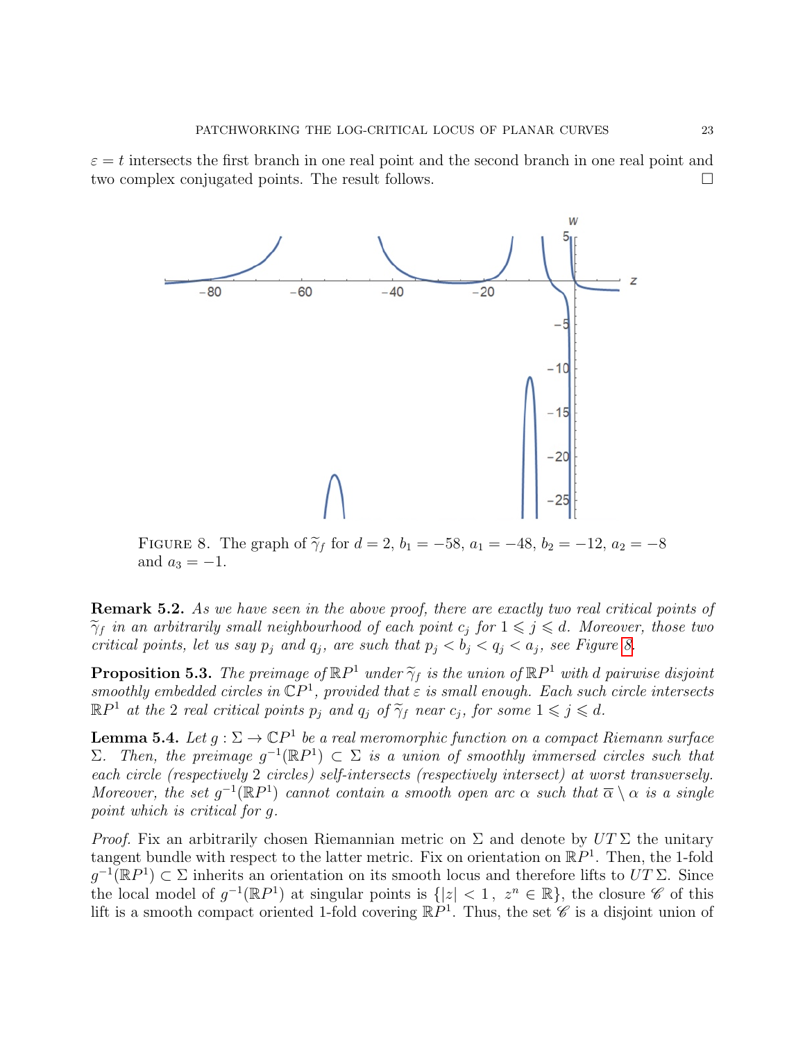$\varepsilon = t$ intersects the first branch in one real point and the second branch in one real point and two complex conjugated points. The result follows. $\square$

FIGURE 8. The graph of $\widetilde{\gamma}_f$ for $d = 2$, $b_1 = -58$, $a_1 = -48$, $b_2 = -12$, $a_2 = -8$ and $a_3 = -1$.

**Remark 5.2.** *As we have seen in the above proof, there are exactly two real critical points of $\widetilde{\gamma}_f$ in an arbitrarily small neighbourhood of each point $c_j$ for $1 \leqslant j \leqslant d$. Moreover, those two critical points, let us say $p_j$ and $q_j$, are such that $p_j < b_j < q_j < a_j$, see Figure 8.*

**Proposition 5.3.** *The preimage of $\mathbb{R}P^1$ under $\widetilde{\gamma}_f$ is the union of $\mathbb{R}P^1$ with $d$ pairwise disjoint smoothly embedded circles in $\mathbb{C}P^1$, provided that $\varepsilon$ is small enough. Each such circle intersects $\mathbb{R}P^1$ at the 2 real critical points $p_j$ and $q_j$ of $\widetilde{\gamma}_f$ near $c_j$, for some $1 \leqslant j \leqslant d$.*

**Lemma 5.4.** *Let $g : \Sigma \to \mathbb{C}P^1$ be a real meromorphic function on a compact Riemann surface $\Sigma$. Then, the preimage $g^{-1}(\mathbb{R}P^1) \subset \Sigma$ is a union of smoothly immersed circles such that each circle (respectively 2 circles) self-intersects (respectively intersect) at worst transversely. Moreover, the set $g^{-1}(\mathbb{R}P^1)$ cannot contain a smooth open arc $\alpha$ such that $\overline{\alpha} \setminus \alpha$ is a single point which is critical for $g$.*

*Proof.* Fix an arbitrarily chosen Riemannian metric on $\Sigma$ and denote by $UT\,\Sigma$ the unitary tangent bundle with respect to the latter metric. Fix on orientation on $\mathbb{R}P^1$. Then, the 1-fold $g^{-1}(\mathbb{R}P^1) \subset \Sigma$ inherits an orientation on its smooth locus and therefore lifts to $UT\,\Sigma$. Since the local model of $g^{-1}(\mathbb{R}P^1)$ at singular points is $\{|z| < 1\,,\; z^n \in \mathbb{R}\}$, the closure $\mathscr{C}$ of this lift is a smooth compact oriented 1-fold covering $\mathbb{R}P^1$. Thus, the set $\mathscr{C}$ is a disjoint union of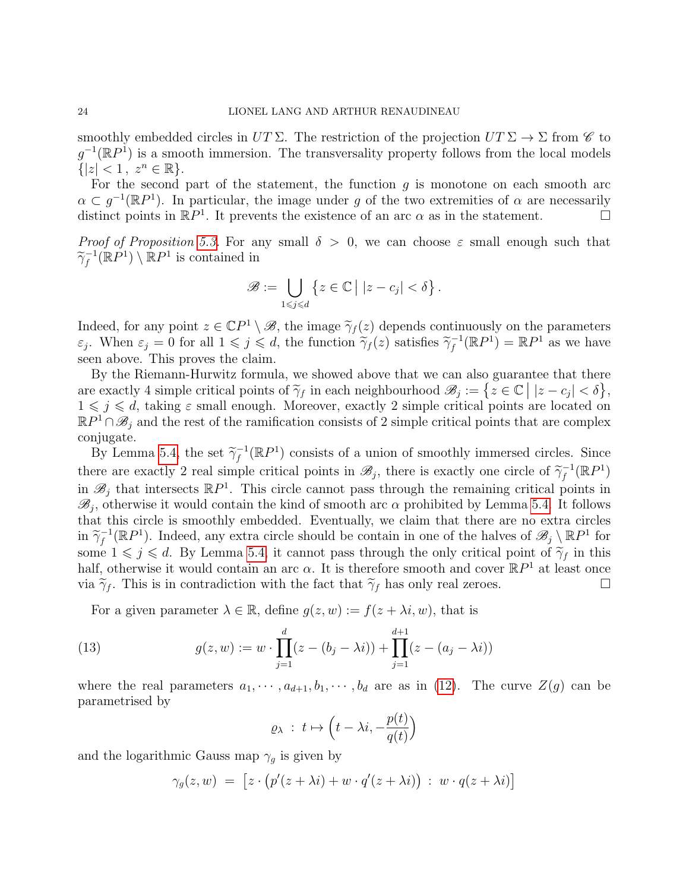smoothly embedded circles in $UT\Sigma$. The restriction of the projection $UT\Sigma \to \Sigma$ from $\mathscr{C}$ to $g^{-1}(\mathbb{R}P^1)$ is a smooth immersion. The transversality property follows from the local models $\{|z| < 1,\ z^n \in \mathbb{R}\}$.

For the second part of the statement, the function $g$ is monotone on each smooth arc $\alpha \subset g^{-1}(\mathbb{R}P^1)$. In particular, the image under $g$ of the two extremities of $\alpha$ are necessarily distinct points in $\mathbb{R}P^1$. It prevents the existence of an arc $\alpha$ as in the statement. $\square$

*Proof of Proposition 5.3.* For any small $\delta > 0$, we can choose $\varepsilon$ small enough such that $\widetilde{\gamma}_f^{-1}(\mathbb{R}P^1) \setminus \mathbb{R}P^1$ is contained in

$$\mathscr{B} := \bigcup_{1 \leqslant j \leqslant d} \left\{ z \in \mathbb{C} \,\middle|\, |z - c_j| < \delta \right\}.$$

Indeed, for any point $z \in \mathbb{C}P^1 \setminus \mathscr{B}$, the image $\widetilde{\gamma}_f(z)$ depends continuously on the parameters $\varepsilon_j$. When $\varepsilon_j = 0$ for all $1 \leqslant j \leqslant d$, the function $\widetilde{\gamma}_f(z)$ satisfies $\widetilde{\gamma}_f^{-1}(\mathbb{R}P^1) = \mathbb{R}P^1$ as we have seen above. This proves the claim.

By the Riemann-Hurwitz formula, we showed above that we can also guarantee that there are exactly 4 simple critical points of $\widetilde{\gamma}_f$ in each neighbourhood $\mathscr{B}_j := \left\{ z \in \mathbb{C} \,\middle|\, |z - c_j| < \delta \right\}$, $1 \leqslant j \leqslant d$, taking $\varepsilon$ small enough. Moreover, exactly 2 simple critical points are located on $\mathbb{R}P^1 \cap \mathscr{B}_j$ and the rest of the ramification consists of 2 simple critical points that are complex conjugate.

By Lemma 5.4, the set $\widetilde{\gamma}_f^{-1}(\mathbb{R}P^1)$ consists of a union of smoothly immersed circles. Since there are exactly 2 real simple critical points in $\mathscr{B}_j$, there is exactly one circle of $\widetilde{\gamma}_f^{-1}(\mathbb{R}P^1)$ in $\mathscr{B}_j$ that intersects $\mathbb{R}P^1$. This circle cannot pass through the remaining critical points in $\mathscr{B}_j$, otherwise it would contain the kind of smooth arc $\alpha$ prohibited by Lemma 5.4. It follows that this circle is smoothly embedded. Eventually, we claim that there are no extra circles in $\widetilde{\gamma}_f^{-1}(\mathbb{R}P^1)$. Indeed, any extra circle should be contain in one of the halves of $\mathscr{B}_j \setminus \mathbb{R}P^1$ for some $1 \leqslant j \leqslant d$. By Lemma 5.4, it cannot pass through the only critical point of $\widetilde{\gamma}_f$ in this half, otherwise it would contain an arc $\alpha$. It is therefore smooth and cover $\mathbb{R}P^1$ at least once via $\widetilde{\gamma}_f$. This is in contradiction with the fact that $\widetilde{\gamma}_f$ has only real zeroes. $\square$

For a given parameter $\lambda \in \mathbb{R}$, define $g(z, w) := f(z + \lambda i, w)$, that is

$$g(z,w) := w \cdot \prod_{j=1}^{d} (z - (b_j - \lambda i)) + \prod_{j=1}^{d+1} (z - (a_j - \lambda i)) \tag{13}$$

where the real parameters $a_1, \cdots, a_{d+1}, b_1, \cdots, b_d$ are as in (12). The curve $Z(g)$ can be parametrised by

$$\varrho_\lambda \ : \ t \mapsto \left( t - \lambda i, -\frac{p(t)}{q(t)} \right)$$

and the logarithmic Gauss map $\gamma_g$ is given by

$$\gamma_g(z,w) \ = \ \left[ z \cdot \left( p'(z + \lambda i) + w \cdot q'(z + \lambda i) \right) \ : \ w \cdot q(z + \lambda i) \right]$$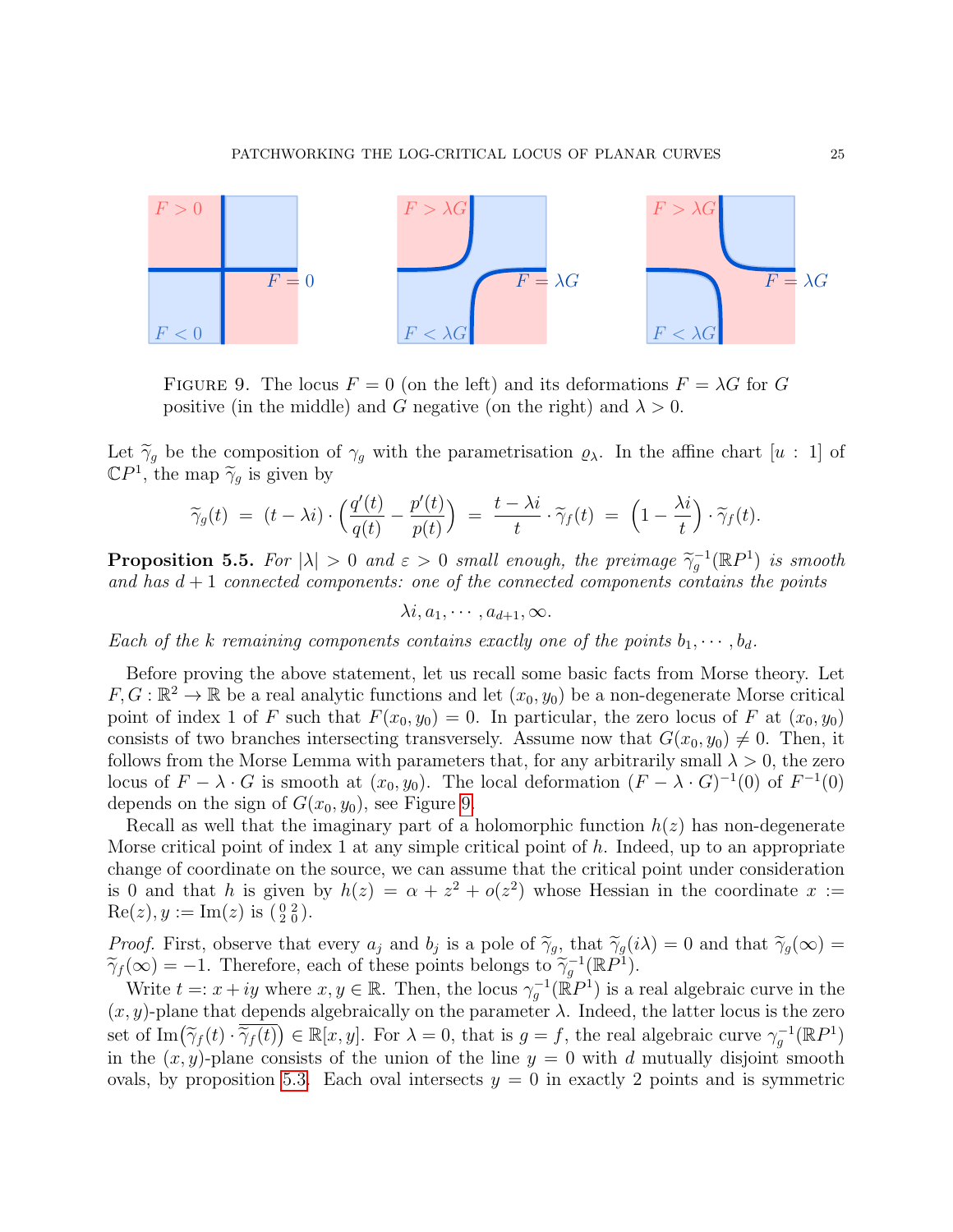FIGURE 9. The locus $F = 0$ (on the left) and its deformations $F = \lambda G$ for $G$ positive (in the middle) and $G$ negative (on the right) and $\lambda > 0$.

Let $\widetilde{\gamma}_g$ be the composition of $\gamma_g$ with the parametrisation $\varrho_\lambda$. In the affine chart $[u : 1]$ of $\mathbb{C}P^1$, the map $\widetilde{\gamma}_g$ is given by

$$\widetilde{\gamma}_g(t) \;=\; (t - \lambda i) \cdot \left( \frac{q'(t)}{q(t)} - \frac{p'(t)}{p(t)} \right) \;=\; \frac{t - \lambda i}{t} \cdot \widetilde{\gamma}_f(t) \;=\; \left( 1 - \frac{\lambda i}{t} \right) \cdot \widetilde{\gamma}_f(t).$$

**Proposition 5.5.** *For $|\lambda| > 0$ and $\varepsilon > 0$ small enough, the preimage $\widetilde{\gamma}_g^{-1}(\mathbb{R}P^1)$ is smooth and has $d+1$ connected components: one of the connected components contains the points*

$$\lambda i, a_1, \cdots, a_{d+1}, \infty.$$

*Each of the $k$ remaining components contains exactly one of the points $b_1, \cdots, b_d$.*

Before proving the above statement, let us recall some basic facts from Morse theory. Let $F, G : \mathbb{R}^2 \to \mathbb{R}$ be a real analytic functions and let $(x_0, y_0)$ be a non-degenerate Morse critical point of index 1 of $F$ such that $F(x_0, y_0) = 0$. In particular, the zero locus of $F$ at $(x_0, y_0)$ consists of two branches intersecting transversely. Assume now that $G(x_0, y_0) \neq 0$. Then, it follows from the Morse Lemma with parameters that, for any arbitrarily small $\lambda > 0$, the zero locus of $F - \lambda \cdot G$ is smooth at $(x_0, y_0)$. The local deformation $(F - \lambda \cdot G)^{-1}(0)$ of $F^{-1}(0)$ depends on the sign of $G(x_0, y_0)$, see Figure 9.

Recall as well that the imaginary part of a holomorphic function $h(z)$ has non-degenerate Morse critical point of index 1 at any simple critical point of $h$. Indeed, up to an appropriate change of coordinate on the source, we can assume that the critical point under consideration is 0 and that $h$ is given by $h(z) = \alpha + z^2 + o(z^2)$ whose Hessian in the coordinate $x := \mathrm{Re}(z), y := \mathrm{Im}(z)$ is $\left(\begin{smallmatrix} 0 & 2 \\ 2 & 0 \end{smallmatrix}\right)$.

*Proof.* First, observe that every $a_j$ and $b_j$ is a pole of $\widetilde{\gamma}_g$, that $\widetilde{\gamma}_g(i\lambda) = 0$ and that $\widetilde{\gamma}_g(\infty) = \widetilde{\gamma}_f(\infty) = -1$. Therefore, each of these points belongs to $\widetilde{\gamma}_g^{-1}(\mathbb{R}P^1)$.

Write $t =: x + iy$ where $x, y \in \mathbb{R}$. Then, the locus $\gamma_g^{-1}(\mathbb{R}P^1)$ is a real algebraic curve in the $(x, y)$-plane that depends algebraically on the parameter $\lambda$. Indeed, the latter locus is the zero set of $\mathrm{Im}\big(\widetilde{\gamma}_f(t) \cdot \overline{\widetilde{\gamma}_f(t)}\big) \in \mathbb{R}[x, y]$. For $\lambda = 0$, that is $g = f$, the real algebraic curve $\gamma_g^{-1}(\mathbb{R}P^1)$ in the $(x, y)$-plane consists of the union of the line $y = 0$ with $d$ mutually disjoint smooth ovals, by proposition 5.3. Each oval intersects $y = 0$ in exactly 2 points and is symmetric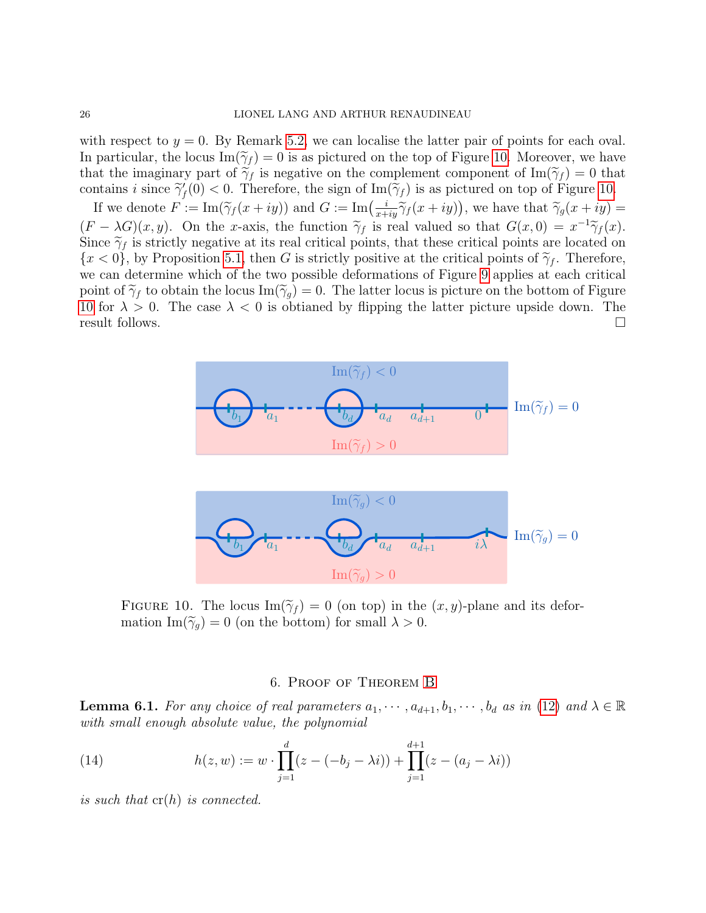with respect to $y = 0$. By Remark 5.2, we can localise the latter pair of points for each oval. In particular, the locus $\mathrm{Im}(\widetilde{\gamma}_f) = 0$ is as pictured on the top of Figure 10. Moreover, we have that the imaginary part of $\widetilde{\gamma}_f$ is negative on the complement component of $\mathrm{Im}(\widetilde{\gamma}_f) = 0$ that contains $i$ since $\widetilde{\gamma}_f'(0) < 0$. Therefore, the sign of $\mathrm{Im}(\widetilde{\gamma}_f)$ is as pictured on top of Figure 10.

If we denote $F := \mathrm{Im}(\widetilde{\gamma}_f(x+iy))$ and $G := \mathrm{Im}\big(\frac{i}{x+iy}\widetilde{\gamma}_f(x+iy)\big)$, we have that $\widetilde{\gamma}_g(x+iy) = (F - \lambda G)(x,y)$. On the $x$-axis, the function $\widetilde{\gamma}_f$ is real valued so that $G(x,0) = x^{-1}\widetilde{\gamma}_f(x)$. Since $\widetilde{\gamma}_f$ is strictly negative at its real critical points, that these critical points are located on $\{x < 0\}$, by Proposition 5.1, then $G$ is strictly positive at the critical points of $\widetilde{\gamma}_f$. Therefore, we can determine which of the two possible deformations of Figure 9 applies at each critical point of $\widetilde{\gamma}_f$ to obtain the locus $\mathrm{Im}(\widetilde{\gamma}_g) = 0$. The latter locus is picture on the bottom of Figure 10 for $\lambda > 0$. The case $\lambda < 0$ is obtianed by flipping the latter picture upside down. The result follows. $\square$

FIGURE 10. The locus $\mathrm{Im}(\widetilde{\gamma}_f) = 0$ (on top) in the $(x,y)$-plane and its deformation $\mathrm{Im}(\widetilde{\gamma}_g) = 0$ (on the bottom) for small $\lambda > 0$.

## 6. Proof of Theorem B

**Lemma 6.1.** *For any choice of real parameters $a_1, \cdots, a_{d+1}, b_1, \cdots, b_d$ as in (12) and $\lambda \in \mathbb{R}$ with small enough absolute value, the polynomial*

$$h(z,w) := w \cdot \prod_{j=1}^{d}(z - (-b_j - \lambda i)) + \prod_{j=1}^{d+1}(z - (a_j - \lambda i)) \tag{14}$$

*is such that $\mathrm{cr}(h)$ is connected.*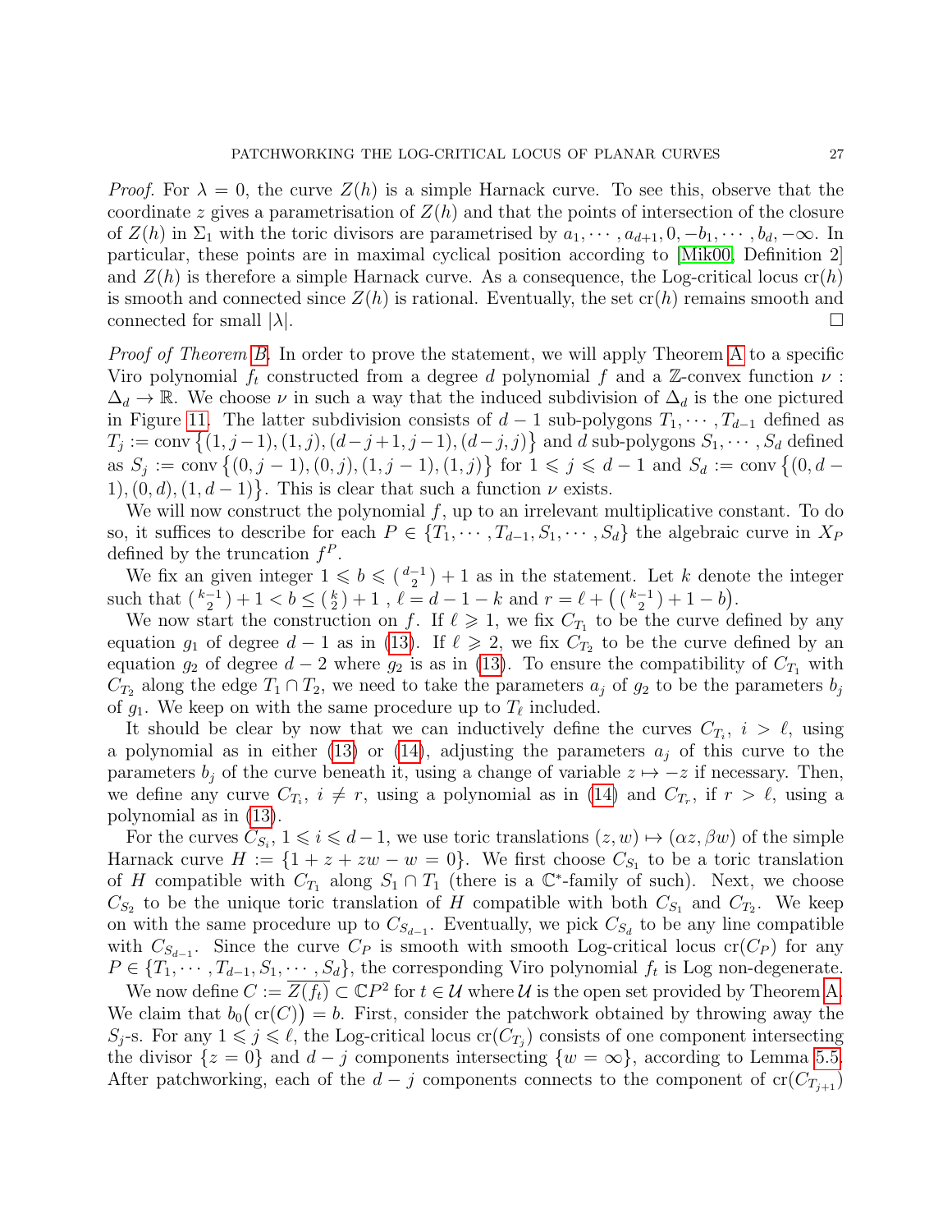*Proof.* For $\lambda = 0$, the curve $Z(h)$ is a simple Harnack curve. To see this, observe that the coordinate $z$ gives a parametrisation of $Z(h)$ and that the points of intersection of the closure of $Z(h)$ in $\Sigma_1$ with the toric divisors are parametrised by $a_1, \cdots, a_{d+1}, 0, -b_1, \cdots, b_d, -\infty$. In particular, these points are in maximal cyclical position according to [Mik00, Definition 2] and $Z(h)$ is therefore a simple Harnack curve. As a consequence, the Log-critical locus $\operatorname{cr}(h)$ is smooth and connected since $Z(h)$ is rational. Eventually, the set $\operatorname{cr}(h)$ remains smooth and connected for small $|\lambda|$. $\square$

*Proof of Theorem B.* In order to prove the statement, we will apply Theorem A to a specific Viro polynomial $f_t$ constructed from a degree $d$ polynomial $f$ and a $\mathbb{Z}$-convex function $\nu : \Delta_d \to \mathbb{R}$. We choose $\nu$ in such a way that the induced subdivision of $\Delta_d$ is the one pictured in Figure 11. The latter subdivision consists of $d-1$ sub-polygons $T_1, \cdots, T_{d-1}$ defined as $T_j := \operatorname{conv}\big\{(1, j-1), (1, j), (d-j+1, j-1), (d-j, j)\big\}$ and $d$ sub-polygons $S_1, \cdots, S_d$ defined as $S_j := \operatorname{conv}\big\{(0, j-1), (0, j), (1, j-1), (1, j)\big\}$ for $1 \leqslant j \leqslant d-1$ and $S_d := \operatorname{conv}\big\{(0, d-1), (0, d), (1, d-1)\big\}$. This is clear that such a function $\nu$ exists.

We will now construct the polynomial $f$, up to an irrelevant multiplicative constant. To do so, it suffices to describe for each $P \in \{T_1, \cdots, T_{d-1}, S_1, \cdots, S_d\}$ the algebraic curve in $X_P$ defined by the truncation $f^P$.

We fix an given integer $1 \leqslant b \leqslant \binom{d-1}{2} + 1$ as in the statement. Let $k$ denote the integer such that $\binom{k-1}{2} + 1 < b \leq \binom{k}{2} + 1$ , $\ell = d-1-k$ and $r = \ell + \big(\binom{k-1}{2} + 1 - b\big)$.

We now start the construction on $f$. If $\ell \geqslant 1$, we fix $C_{T_1}$ to be the curve defined by any equation $g_1$ of degree $d-1$ as in (13). If $\ell \geqslant 2$, we fix $C_{T_2}$ to be the curve defined by an equation $g_2$ of degree $d-2$ where $g_2$ is as in (13). To ensure the compatibility of $C_{T_1}$ with $C_{T_2}$ along the edge $T_1 \cap T_2$, we need to take the parameters $a_j$ of $g_2$ to be the parameters $b_j$ of $g_1$. We keep on with the same procedure up to $T_\ell$ included.

It should be clear by now that we can inductively define the curves $C_{T_i}$, $i > \ell$, using a polynomial as in either (13) or (14), adjusting the parameters $a_j$ of this curve to the parameters $b_j$ of the curve beneath it, using a change of variable $z \mapsto -z$ if necessary. Then, we define any curve $C_{T_i}$, $i \neq r$, using a polynomial as in (14) and $C_{T_r}$, if $r > \ell$, using a polynomial as in (13).

For the curves $C_{S_i}$, $1 \leqslant i \leqslant d-1$, we use toric translations $(z, w) \mapsto (\alpha z, \beta w)$ of the simple Harnack curve $H := \{1 + z + zw - w = 0\}$. We first choose $C_{S_1}$ to be a toric translation of $H$ compatible with $C_{T_1}$ along $S_1 \cap T_1$ (there is a $\mathbb{C}^*$-family of such). Next, we choose $C_{S_2}$ to be the unique toric translation of $H$ compatible with both $C_{S_1}$ and $C_{T_2}$. We keep on with the same procedure up to $C_{S_{d-1}}$. Eventually, we pick $C_{S_d}$ to be any line compatible with $C_{S_{d-1}}$. Since the curve $C_P$ is smooth with smooth Log-critical locus $\operatorname{cr}(C_P)$ for any $P \in \{T_1, \cdots, T_{d-1}, S_1, \cdots, S_d\}$, the corresponding Viro polynomial $f_t$ is Log non-degenerate.

We now define $C := \overline{Z(f_t)} \subset \mathbb{C}P^2$ for $t \in \mathcal{U}$ where $\mathcal{U}$ is the open set provided by Theorem A. We claim that $b_0\big(\operatorname{cr}(C)\big) = b$. First, consider the patchwork obtained by throwing away the $S_j$-s. For any $1 \leqslant j \leqslant \ell$, the Log-critical locus $\operatorname{cr}(C_{T_j})$ consists of one component intersecting the divisor $\{z = 0\}$ and $d-j$ components intersecting $\{w = \infty\}$, according to Lemma 5.5. After patchworking, each of the $d-j$ components connects to the component of $\operatorname{cr}(C_{T_{j+1}})$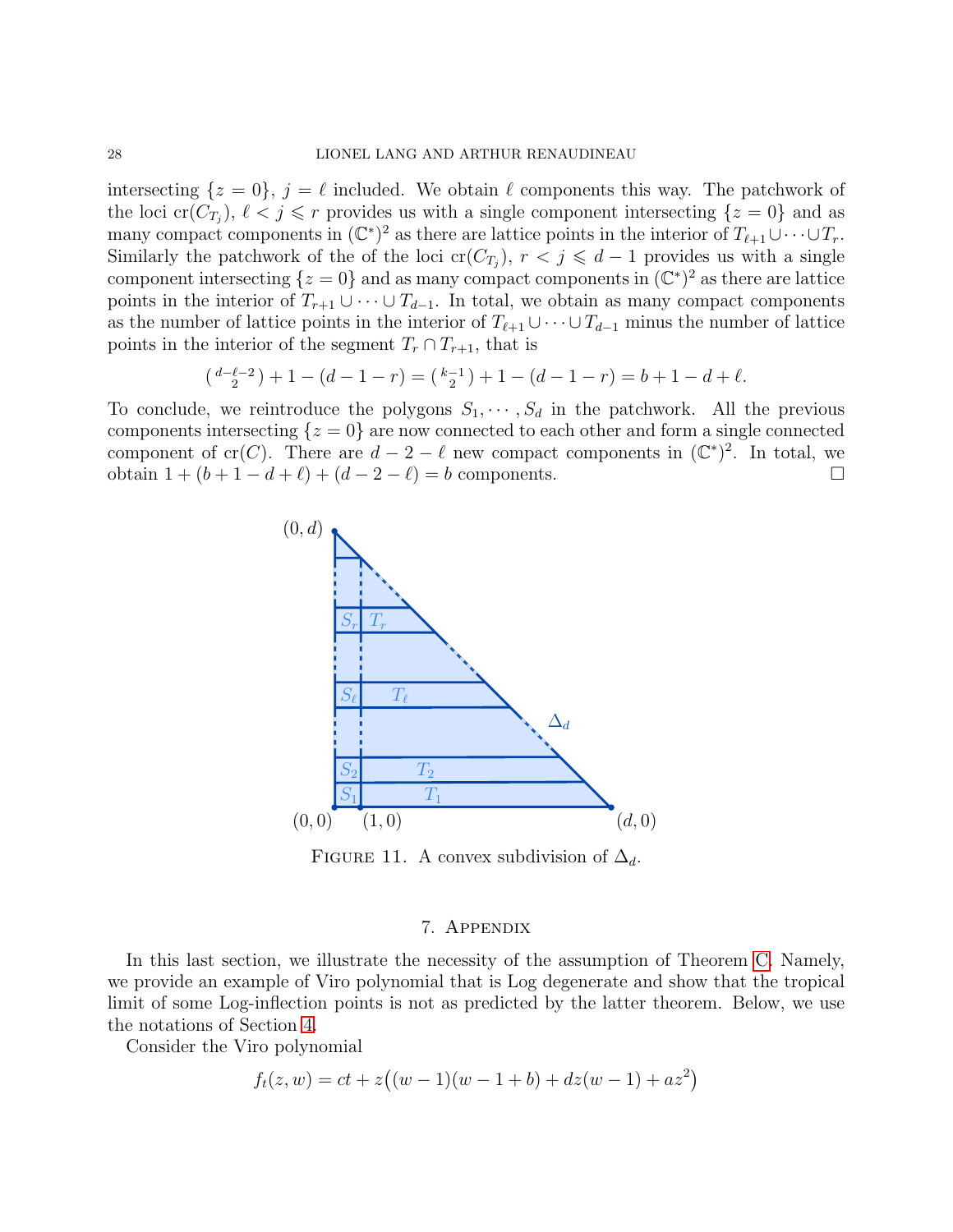intersecting $\{z = 0\}$, $j = \ell$ included. We obtain $\ell$ components this way. The patchwork of the loci $\text{cr}(C_{T_j})$, $\ell < j \leqslant r$ provides us with a single component intersecting $\{z = 0\}$ and as many compact components in $(\mathbb{C}^*)^2$ as there are lattice points in the interior of $T_{\ell+1} \cup \cdots \cup T_r$. Similarly the patchwork of the of the loci $\text{cr}(C_{T_j})$, $r < j \leqslant d-1$ provides us with a single component intersecting $\{z = 0\}$ and as many compact components in $(\mathbb{C}^*)^2$ as there are lattice points in the interior of $T_{r+1} \cup \cdots \cup T_{d-1}$. In total, we obtain as many compact components as the number of lattice points in the interior of $T_{\ell+1} \cup \cdots \cup T_{d-1}$ minus the number of lattice points in the interior of the segment $T_r \cap T_{r+1}$, that is

$$\tbinom{d-\ell-2}{2} + 1 - (d-1-r) = \tbinom{k-1}{2} + 1 - (d-1-r) = b + 1 - d + \ell.$$

To conclude, we reintroduce the polygons $S_1, \cdots, S_d$ in the patchwork. All the previous components intersecting $\{z = 0\}$ are now connected to each other and form a single connected component of $\text{cr}(C)$. There are $d - 2 - \ell$ new compact components in $(\mathbb{C}^*)^2$. In total, we obtain $1 + (b + 1 - d + \ell) + (d - 2 - \ell) = b$ components. □

Figure 11. A convex subdivision of $\Delta_d$.

## 7. Appendix

In this last section, we illustrate the necessity of the assumption of Theorem C. Namely, we provide an example of Viro polynomial that is Log degenerate and show that the tropical limit of some Log-inflection points is not as predicted by the latter theorem. Below, we use the notations of Section 4.

Consider the Viro polynomial

$$f_t(z, w) = ct + z\big((w-1)(w-1+b) + dz(w-1) + az^2\big)$$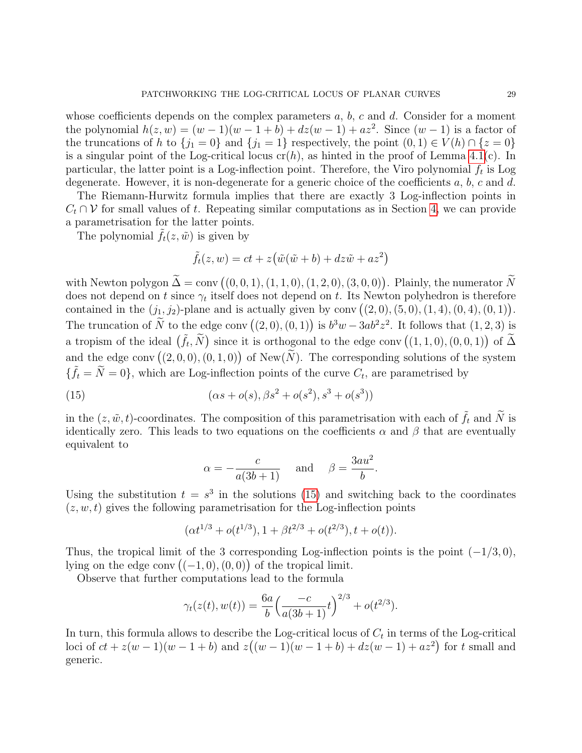whose coefficients depends on the complex parameters $a$, $b$, $c$ and $d$. Consider for a moment the polynomial $h(z,w) = (w-1)(w-1+b) + dz(w-1) + az^2$. Since $(w-1)$ is a factor of the truncations of $h$ to $\{j_1 = 0\}$ and $\{j_1 = 1\}$ respectively, the point $(0,1) \in V(h) \cap \{z = 0\}$ is a singular point of the Log-critical locus $\mathrm{cr}(h)$, as hinted in the proof of Lemma 4.1(c). In particular, the latter point is a Log-inflection point. Therefore, the Viro polynomial $f_t$ is Log degenerate. However, it is non-degenerate for a generic choice of the coefficients $a$, $b$, $c$ and $d$.

The Riemann-Hurwitz formula implies that there are exactly 3 Log-inflection points in $C_t \cap \mathcal{V}$ for small values of $t$. Repeating similar computations as in Section 4, we can provide a parametrisation for the latter points.

The polynomial $\tilde{f}_t(z, \tilde{w})$ is given by

$$\tilde{f}_t(z,w) = ct + z\big(\tilde{w}(\tilde{w}+b) + dz\tilde{w} + az^2\big)$$

with Newton polygon $\widetilde{\Delta} = \mathrm{conv}\big((0,0,1),(1,1,0),(1,2,0),(3,0,0)\big)$. Plainly, the numerator $\widetilde{N}$ does not depend on $t$ since $\gamma_t$ itself does not depend on $t$. Its Newton polyhedron is therefore contained in the $(j_1,j_2)$-plane and is actually given by $\mathrm{conv}\big((2,0),(5,0),(1,4),(0,4),(0,1)\big)$. The truncation of $\widetilde{N}$ to the edge $\mathrm{conv}\big((2,0),(0,1)\big)$ is $b^3w - 3ab^2z^2$. It follows that $(1,2,3)$ is a tropism of the ideal $\big(\tilde{f}_t, \widetilde{N}\big)$ since it is orthogonal to the edge $\mathrm{conv}\big((1,1,0),(0,0,1)\big)$ of $\widetilde{\Delta}$ and the edge $\mathrm{conv}\big((2,0,0),(0,1,0)\big)$ of $\mathrm{New}(\widetilde{N})$. The corresponding solutions of the system $\{\tilde{f}_t = \widetilde{N} = 0\}$, which are Log-inflection points of the curve $C_t$, are parametrised by

$$(\alpha s + o(s), \beta s^2 + o(s^2), s^3 + o(s^3)) \tag{15}$$

in the $(z, \tilde{w}, t)$-coordinates. The composition of this parametrisation with each of $\tilde{f}_t$ and $\widetilde{N}$ is identically zero. This leads to two equations on the coefficients $\alpha$ and $\beta$ that are eventually equivalent to

$$\alpha = -\frac{c}{a(3b+1)} \quad \text{and} \quad \beta = \frac{3au^2}{b}.$$

Using the substitution $t = s^3$ in the solutions (15) and switching back to the coordinates $(z,w,t)$ gives the following parametrisation for the Log-inflection points

$$(\alpha t^{1/3} + o(t^{1/3}), 1 + \beta t^{2/3} + o(t^{2/3}), t + o(t)).$$

Thus, the tropical limit of the 3 corresponding Log-inflection points is the point $(-1/3, 0)$, lying on the edge $\mathrm{conv}\big((-1,0),(0,0)\big)$ of the tropical limit.

Observe that further computations lead to the formula

$$\gamma_t(z(t), w(t)) = \frac{6a}{b}\Big(\frac{-c}{a(3b+1)}t\Big)^{2/3} + o(t^{2/3}).$$

In turn, this formula allows to describe the Log-critical locus of $C_t$ in terms of the Log-critical loci of $ct + z(w-1)(w-1+b)$ and $z\big((w-1)(w-1+b) + dz(w-1) + az^2\big)$ for $t$ small and generic.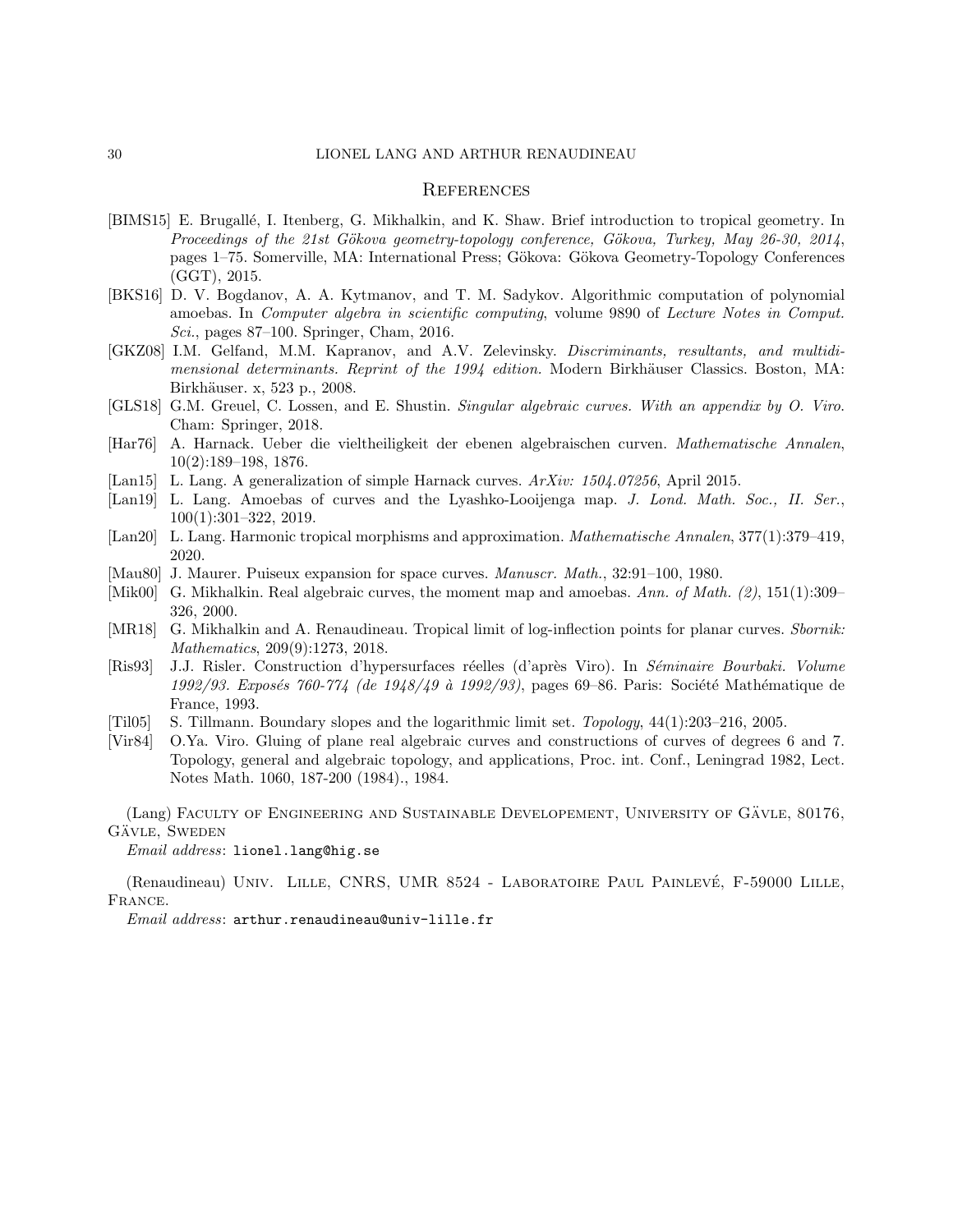## References

[BIMS15] E. Brugallé, I. Itenberg, G. Mikhalkin, and K. Shaw. Brief introduction to tropical geometry. In *Proceedings of the 21st Gökova geometry-topology conference, Gökova, Turkey, May 26-30, 2014*, pages 1–75. Somerville, MA: International Press; Gökova: Gökova Geometry-Topology Conferences (GGT), 2015.

[BKS16] D. V. Bogdanov, A. A. Kytmanov, and T. M. Sadykov. Algorithmic computation of polynomial amoebas. In *Computer algebra in scientific computing*, volume 9890 of *Lecture Notes in Comput. Sci.*, pages 87–100. Springer, Cham, 2016.

[GKZ08] I.M. Gelfand, M.M. Kapranov, and A.V. Zelevinsky. *Discriminants, resultants, and multidimensional determinants. Reprint of the 1994 edition.* Modern Birkhäuser Classics. Boston, MA: Birkhäuser. x, 523 p., 2008.

[GLS18] G.M. Greuel, C. Lossen, and E. Shustin. *Singular algebraic curves. With an appendix by O. Viro.* Cham: Springer, 2018.

[Har76] A. Harnack. Ueber die vieltheiligkeit der ebenen algebraischen curven. *Mathematische Annalen*, 10(2):189–198, 1876.

[Lan15] L. Lang. A generalization of simple Harnack curves. *ArXiv: 1504.07256*, April 2015.

[Lan19] L. Lang. Amoebas of curves and the Lyashko-Looijenga map. *J. Lond. Math. Soc., II. Ser.*, 100(1):301–322, 2019.

[Lan20] L. Lang. Harmonic tropical morphisms and approximation. *Mathematische Annalen*, 377(1):379–419, 2020.

[Mau80] J. Maurer. Puiseux expansion for space curves. *Manuscr. Math.*, 32:91–100, 1980.

[Mik00] G. Mikhalkin. Real algebraic curves, the moment map and amoebas. *Ann. of Math. (2)*, 151(1):309–326, 2000.

[MR18] G. Mikhalkin and A. Renaudineau. Tropical limit of log-inflection points for planar curves. *Sbornik: Mathematics*, 209(9):1273, 2018.

[Ris93] J.J. Risler. Construction d'hypersurfaces réelles (d'après Viro). In *Séminaire Bourbaki. Volume 1992/93. Exposés 760-774 (de 1948/49 à 1992/93)*, pages 69–86. Paris: Société Mathématique de France, 1993.

[Til05] S. Tillmann. Boundary slopes and the logarithmic limit set. *Topology*, 44(1):203–216, 2005.

[Vir84] O.Ya. Viro. Gluing of plane real algebraic curves and constructions of curves of degrees 6 and 7. Topology, general and algebraic topology, and applications, Proc. int. Conf., Leningrad 1982, Lect. Notes Math. 1060, 187-200 (1984)., 1984.

(Lang) Faculty of Engineering and Sustainable Developement, University of Gävle, 80176, Gävle, Sweden

*Email address*: lionel.lang@hig.se

(Renaudineau) Univ. Lille, CNRS, UMR 8524 - Laboratoire Paul Painlevé, F-59000 Lille, France.

*Email address*: arthur.renaudineau@univ-lille.fr